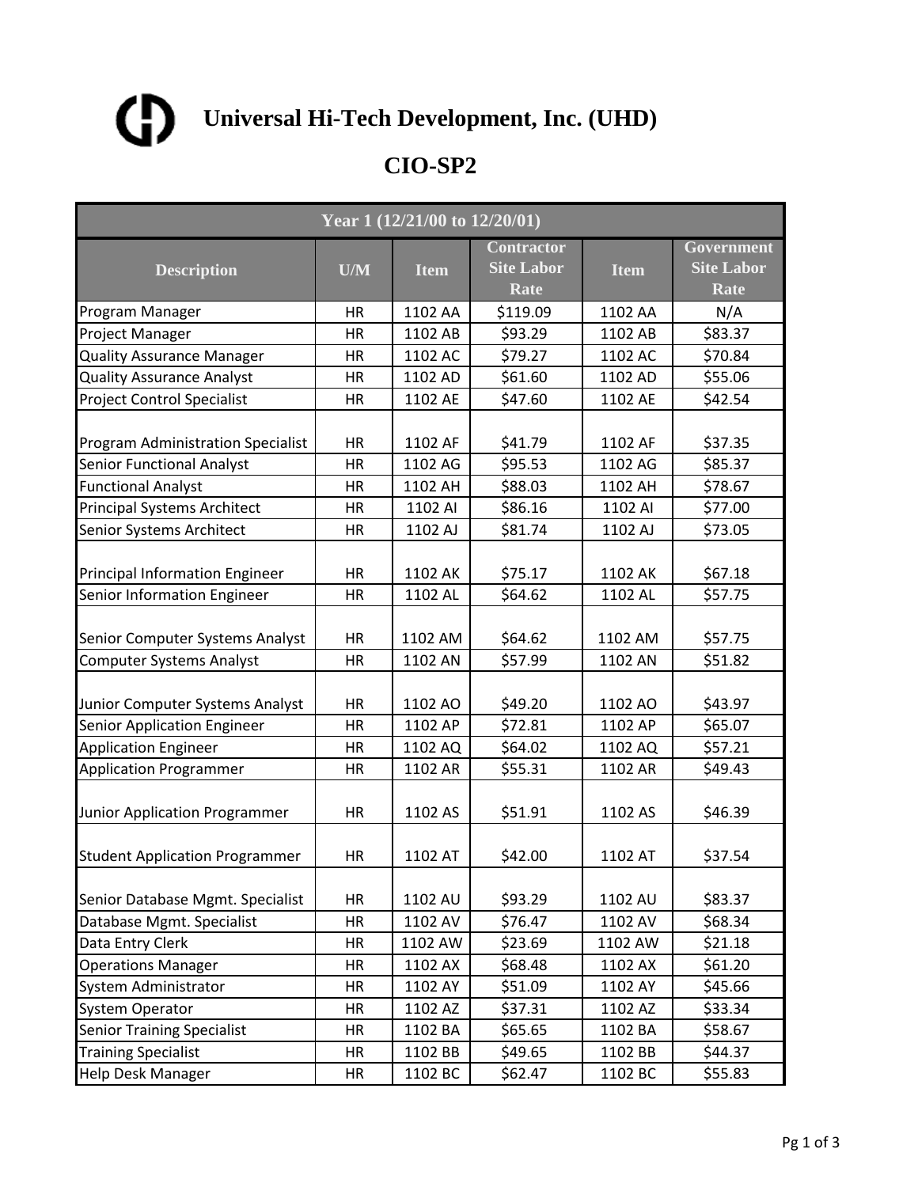# Universal Hi-Tech Development, Inc. (UHD)

## CIO-SP2

| Year 1 (12/21/00 to 12/20/01) | | | | | |
|---|---|---|---|---|---|
| **Description** | **U/M** | **Item** | **Contractor Site Labor Rate** | **Item** | **Government Site Labor Rate** |
| Program Manager | HR | 1102 AA | $119.09 | 1102 AA | N/A |
| Project Manager | HR | 1102 AB | $93.29 | 1102 AB | $83.37 |
| Quality Assurance Manager | HR | 1102 AC | $79.27 | 1102 AC | $70.84 |
| Quality Assurance Analyst | HR | 1102 AD | $61.60 | 1102 AD | $55.06 |
| Project Control Specialist | HR | 1102 AE | $47.60 | 1102 AE | $42.54 |
| Program Administration Specialist | HR | 1102 AF | $41.79 | 1102 AF | $37.35 |
| Senior Functional Analyst | HR | 1102 AG | $95.53 | 1102 AG | $85.37 |
| Functional Analyst | HR | 1102 AH | $88.03 | 1102 AH | $78.67 |
| Principal Systems Architect | HR | 1102 AI | $86.16 | 1102 AI | $77.00 |
| Senior Systems Architect | HR | 1102 AJ | $81.74 | 1102 AJ | $73.05 |
| Principal Information Engineer | HR | 1102 AK | $75.17 | 1102 AK | $67.18 |
| Senior Information Engineer | HR | 1102 AL | $64.62 | 1102 AL | $57.75 |
| Senior Computer Systems Analyst | HR | 1102 AM | $64.62 | 1102 AM | $57.75 |
| Computer Systems Analyst | HR | 1102 AN | $57.99 | 1102 AN | $51.82 |
| Junior Computer Systems Analyst | HR | 1102 AO | $49.20 | 1102 AO | $43.97 |
| Senior Application Engineer | HR | 1102 AP | $72.81 | 1102 AP | $65.07 |
| Application Engineer | HR | 1102 AQ | $64.02 | 1102 AQ | $57.21 |
| Application Programmer | HR | 1102 AR | $55.31 | 1102 AR | $49.43 |
| Junior Application Programmer | HR | 1102 AS | $51.91 | 1102 AS | $46.39 |
| Student Application Programmer | HR | 1102 AT | $42.00 | 1102 AT | $37.54 |
| Senior Database Mgmt. Specialist | HR | 1102 AU | $93.29 | 1102 AU | $83.37 |
| Database Mgmt. Specialist | HR | 1102 AV | $76.47 | 1102 AV | $68.34 |
| Data Entry Clerk | HR | 1102 AW | $23.69 | 1102 AW | $21.18 |
| Operations Manager | HR | 1102 AX | $68.48 | 1102 AX | $61.20 |
| System Administrator | HR | 1102 AY | $51.09 | 1102 AY | $45.66 |
| System Operator | HR | 1102 AZ | $37.31 | 1102 AZ | $33.34 |
| Senior Training Specialist | HR | 1102 BA | $65.65 | 1102 BA | $58.67 |
| Training Specialist | HR | 1102 BB | $49.65 | 1102 BB | $44.37 |
| Help Desk Manager | HR | 1102 BC | $62.47 | 1102 BC | $55.83 |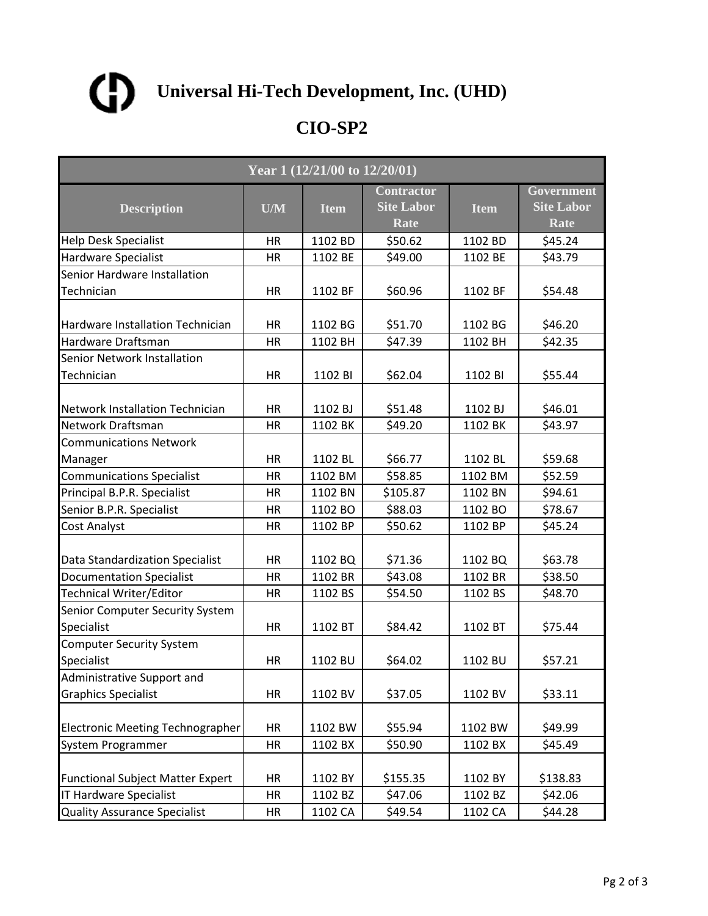# Universal Hi-Tech Development, Inc. (UHD)

## CIO-SP2

| Year 1 (12/21/00 to 12/20/01) | | | | | |
|---|---|---|---|---|---|
| **Description** | **U/M** | **Item** | **Contractor Site Labor Rate** | **Item** | **Government Site Labor Rate** |
| Help Desk Specialist | HR | 1102 BD | $50.62 | 1102 BD | $45.24 |
| Hardware Specialist | HR | 1102 BE | $49.00 | 1102 BE | $43.79 |
| Senior Hardware Installation Technician | HR | 1102 BF | $60.96 | 1102 BF | $54.48 |
| Hardware Installation Technician | HR | 1102 BG | $51.70 | 1102 BG | $46.20 |
| Hardware Draftsman | HR | 1102 BH | $47.39 | 1102 BH | $42.35 |
| Senior Network Installation Technician | HR | 1102 BI | $62.04 | 1102 BI | $55.44 |
| Network Installation Technician | HR | 1102 BJ | $51.48 | 1102 BJ | $46.01 |
| Network Draftsman | HR | 1102 BK | $49.20 | 1102 BK | $43.97 |
| Communications Network Manager | HR | 1102 BL | $66.77 | 1102 BL | $59.68 |
| Communications Specialist | HR | 1102 BM | $58.85 | 1102 BM | $52.59 |
| Principal B.P.R. Specialist | HR | 1102 BN | $105.87 | 1102 BN | $94.61 |
| Senior B.P.R. Specialist | HR | 1102 BO | $88.03 | 1102 BO | $78.67 |
| Cost Analyst | HR | 1102 BP | $50.62 | 1102 BP | $45.24 |
| Data Standardization Specialist | HR | 1102 BQ | $71.36 | 1102 BQ | $63.78 |
| Documentation Specialist | HR | 1102 BR | $43.08 | 1102 BR | $38.50 |
| Technical Writer/Editor | HR | 1102 BS | $54.50 | 1102 BS | $48.70 |
| Senior Computer Security System Specialist | HR | 1102 BT | $84.42 | 1102 BT | $75.44 |
| Computer Security System Specialist | HR | 1102 BU | $64.02 | 1102 BU | $57.21 |
| Administrative Support and Graphics Specialist | HR | 1102 BV | $37.05 | 1102 BV | $33.11 |
| Electronic Meeting Technographer | HR | 1102 BW | $55.94 | 1102 BW | $49.99 |
| System Programmer | HR | 1102 BX | $50.90 | 1102 BX | $45.49 |
| Functional Subject Matter Expert | HR | 1102 BY | $155.35 | 1102 BY | $138.83 |
| IT Hardware Specialist | HR | 1102 BZ | $47.06 | 1102 BZ | $42.06 |
| Quality Assurance Specialist | HR | 1102 CA | $49.54 | 1102 CA | $44.28 |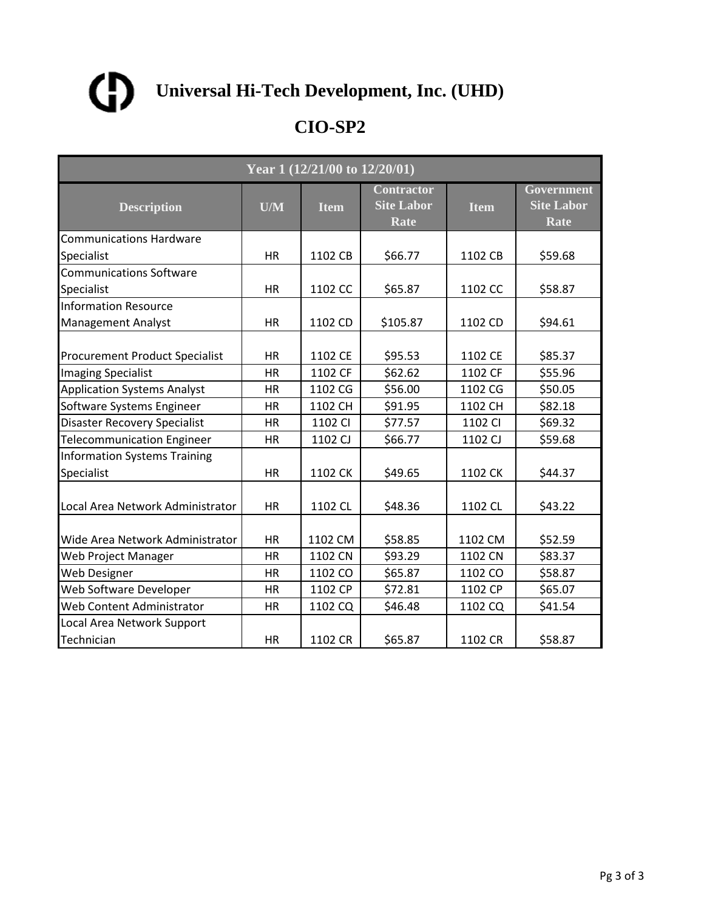# Universal Hi-Tech Development, Inc. (UHD)

## CIO-SP2

| Year 1 (12/21/00 to 12/20/01) | | | | | |
|---|---|---|---|---|---|
| **Description** | **U/M** | **Item** | **Contractor Site Labor Rate** | **Item** | **Government Site Labor Rate** |
| Communications Hardware Specialist | HR | 1102 CB | $66.77 | 1102 CB | $59.68 |
| Communications Software Specialist | HR | 1102 CC | $65.87 | 1102 CC | $58.87 |
| Information Resource Management Analyst | HR | 1102 CD | $105.87 | 1102 CD | $94.61 |
| Procurement Product Specialist | HR | 1102 CE | $95.53 | 1102 CE | $85.37 |
| Imaging Specialist | HR | 1102 CF | $62.62 | 1102 CF | $55.96 |
| Application Systems Analyst | HR | 1102 CG | $56.00 | 1102 CG | $50.05 |
| Software Systems Engineer | HR | 1102 CH | $91.95 | 1102 CH | $82.18 |
| Disaster Recovery Specialist | HR | 1102 CI | $77.57 | 1102 CI | $69.32 |
| Telecommunication Engineer | HR | 1102 CJ | $66.77 | 1102 CJ | $59.68 |
| Information Systems Training Specialist | HR | 1102 CK | $49.65 | 1102 CK | $44.37 |
| Local Area Network Administrator | HR | 1102 CL | $48.36 | 1102 CL | $43.22 |
| Wide Area Network Administrator | HR | 1102 CM | $58.85 | 1102 CM | $52.59 |
| Web Project Manager | HR | 1102 CN | $93.29 | 1102 CN | $83.37 |
| Web Designer | HR | 1102 CO | $65.87 | 1102 CO | $58.87 |
| Web Software Developer | HR | 1102 CP | $72.81 | 1102 CP | $65.07 |
| Web Content Administrator | HR | 1102 CQ | $46.48 | 1102 CQ | $41.54 |
| Local Area Network Support Technician | HR | 1102 CR | $65.87 | 1102 CR | $58.87 |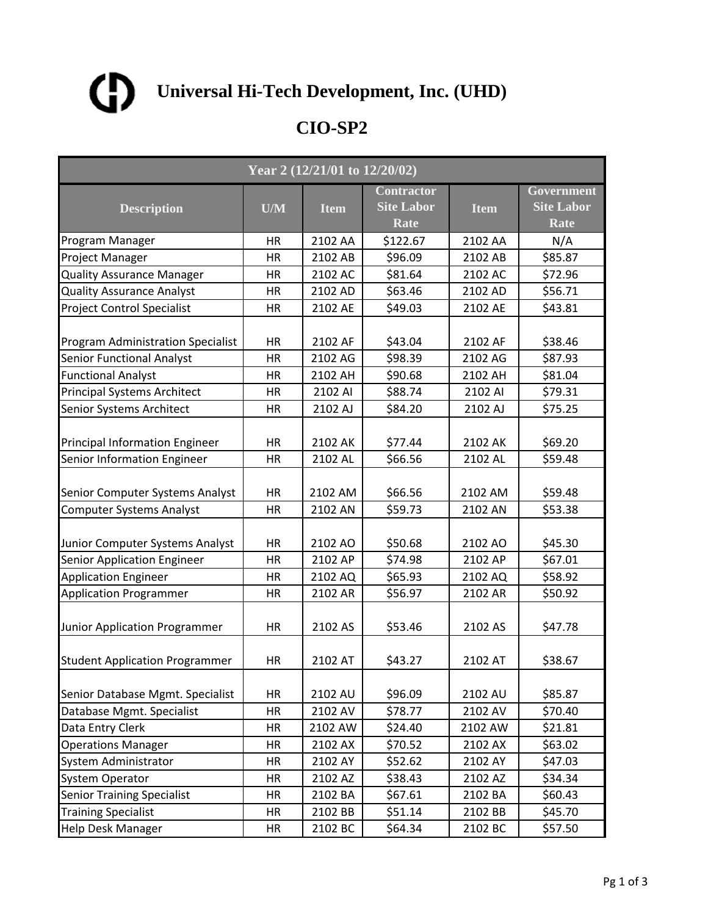# Universal Hi-Tech Development, Inc. (UHD)

## CIO-SP2

| Year 2 (12/21/01 to 12/20/02) | | | | | |
|---|---|---|---|---|---|
| **Description** | **U/M** | **Item** | **Contractor Site Labor Rate** | **Item** | **Government Site Labor Rate** |
| Program Manager | HR | 2102 AA | $122.67 | 2102 AA | N/A |
| Project Manager | HR | 2102 AB | $96.09 | 2102 AB | $85.87 |
| Quality Assurance Manager | HR | 2102 AC | $81.64 | 2102 AC | $72.96 |
| Quality Assurance Analyst | HR | 2102 AD | $63.46 | 2102 AD | $56.71 |
| Project Control Specialist | HR | 2102 AE | $49.03 | 2102 AE | $43.81 |
| Program Administration Specialist | HR | 2102 AF | $43.04 | 2102 AF | $38.46 |
| Senior Functional Analyst | HR | 2102 AG | $98.39 | 2102 AG | $87.93 |
| Functional Analyst | HR | 2102 AH | $90.68 | 2102 AH | $81.04 |
| Principal Systems Architect | HR | 2102 AI | $88.74 | 2102 AI | $79.31 |
| Senior Systems Architect | HR | 2102 AJ | $84.20 | 2102 AJ | $75.25 |
| Principal Information Engineer | HR | 2102 AK | $77.44 | 2102 AK | $69.20 |
| Senior Information Engineer | HR | 2102 AL | $66.56 | 2102 AL | $59.48 |
| Senior Computer Systems Analyst | HR | 2102 AM | $66.56 | 2102 AM | $59.48 |
| Computer Systems Analyst | HR | 2102 AN | $59.73 | 2102 AN | $53.38 |
| Junior Computer Systems Analyst | HR | 2102 AO | $50.68 | 2102 AO | $45.30 |
| Senior Application Engineer | HR | 2102 AP | $74.98 | 2102 AP | $67.01 |
| Application Engineer | HR | 2102 AQ | $65.93 | 2102 AQ | $58.92 |
| Application Programmer | HR | 2102 AR | $56.97 | 2102 AR | $50.92 |
| Junior Application Programmer | HR | 2102 AS | $53.46 | 2102 AS | $47.78 |
| Student Application Programmer | HR | 2102 AT | $43.27 | 2102 AT | $38.67 |
| Senior Database Mgmt. Specialist | HR | 2102 AU | $96.09 | 2102 AU | $85.87 |
| Database Mgmt. Specialist | HR | 2102 AV | $78.77 | 2102 AV | $70.40 |
| Data Entry Clerk | HR | 2102 AW | $24.40 | 2102 AW | $21.81 |
| Operations Manager | HR | 2102 AX | $70.52 | 2102 AX | $63.02 |
| System Administrator | HR | 2102 AY | $52.62 | 2102 AY | $47.03 |
| System Operator | HR | 2102 AZ | $38.43 | 2102 AZ | $34.34 |
| Senior Training Specialist | HR | 2102 BA | $67.61 | 2102 BA | $60.43 |
| Training Specialist | HR | 2102 BB | $51.14 | 2102 BB | $45.70 |
| Help Desk Manager | HR | 2102 BC | $64.34 | 2102 BC | $57.50 |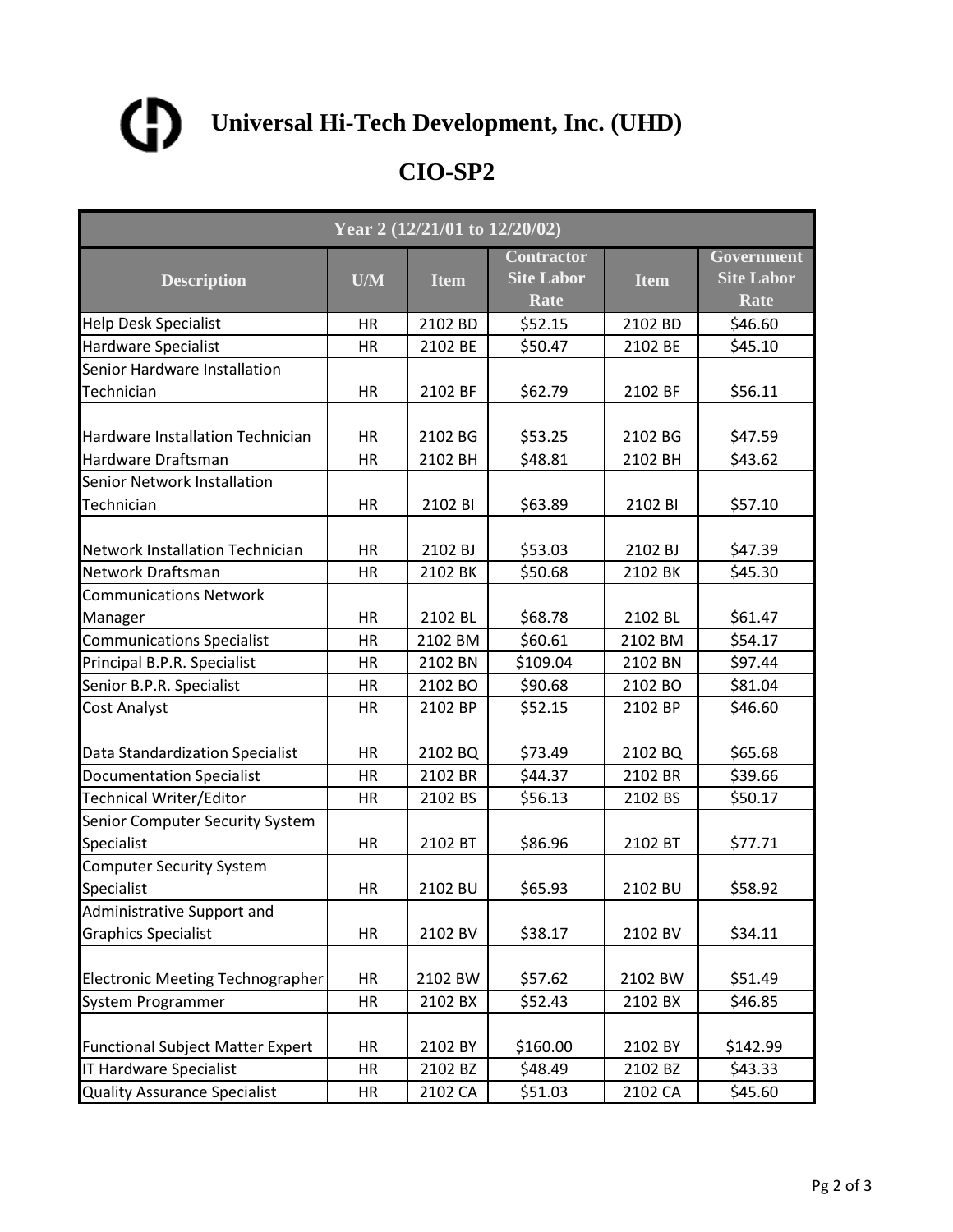# Universal Hi-Tech Development, Inc. (UHD)

## CIO-SP2

| Year 2 (12/21/01 to 12/20/02) | | | | | |
|---|---|---|---|---|---|
| **Description** | **U/M** | **Item** | **Contractor Site Labor Rate** | **Item** | **Government Site Labor Rate** |
| Help Desk Specialist | HR | 2102 BD | $52.15 | 2102 BD | $46.60 |
| Hardware Specialist | HR | 2102 BE | $50.47 | 2102 BE | $45.10 |
| Senior Hardware Installation Technician | HR | 2102 BF | $62.79 | 2102 BF | $56.11 |
| Hardware Installation Technician | HR | 2102 BG | $53.25 | 2102 BG | $47.59 |
| Hardware Draftsman | HR | 2102 BH | $48.81 | 2102 BH | $43.62 |
| Senior Network Installation Technician | HR | 2102 BI | $63.89 | 2102 BI | $57.10 |
| Network Installation Technician | HR | 2102 BJ | $53.03 | 2102 BJ | $47.39 |
| Network Draftsman | HR | 2102 BK | $50.68 | 2102 BK | $45.30 |
| Communications Network Manager | HR | 2102 BL | $68.78 | 2102 BL | $61.47 |
| Communications Specialist | HR | 2102 BM | $60.61 | 2102 BM | $54.17 |
| Principal B.P.R. Specialist | HR | 2102 BN | $109.04 | 2102 BN | $97.44 |
| Senior B.P.R. Specialist | HR | 2102 BO | $90.68 | 2102 BO | $81.04 |
| Cost Analyst | HR | 2102 BP | $52.15 | 2102 BP | $46.60 |
| Data Standardization Specialist | HR | 2102 BQ | $73.49 | 2102 BQ | $65.68 |
| Documentation Specialist | HR | 2102 BR | $44.37 | 2102 BR | $39.66 |
| Technical Writer/Editor | HR | 2102 BS | $56.13 | 2102 BS | $50.17 |
| Senior Computer Security System Specialist | HR | 2102 BT | $86.96 | 2102 BT | $77.71 |
| Computer Security System Specialist | HR | 2102 BU | $65.93 | 2102 BU | $58.92 |
| Administrative Support and Graphics Specialist | HR | 2102 BV | $38.17 | 2102 BV | $34.11 |
| Electronic Meeting Technographer | HR | 2102 BW | $57.62 | 2102 BW | $51.49 |
| System Programmer | HR | 2102 BX | $52.43 | 2102 BX | $46.85 |
| Functional Subject Matter Expert | HR | 2102 BY | $160.00 | 2102 BY | $142.99 |
| IT Hardware Specialist | HR | 2102 BZ | $48.49 | 2102 BZ | $43.33 |
| Quality Assurance Specialist | HR | 2102 CA | $51.03 | 2102 CA | $45.60 |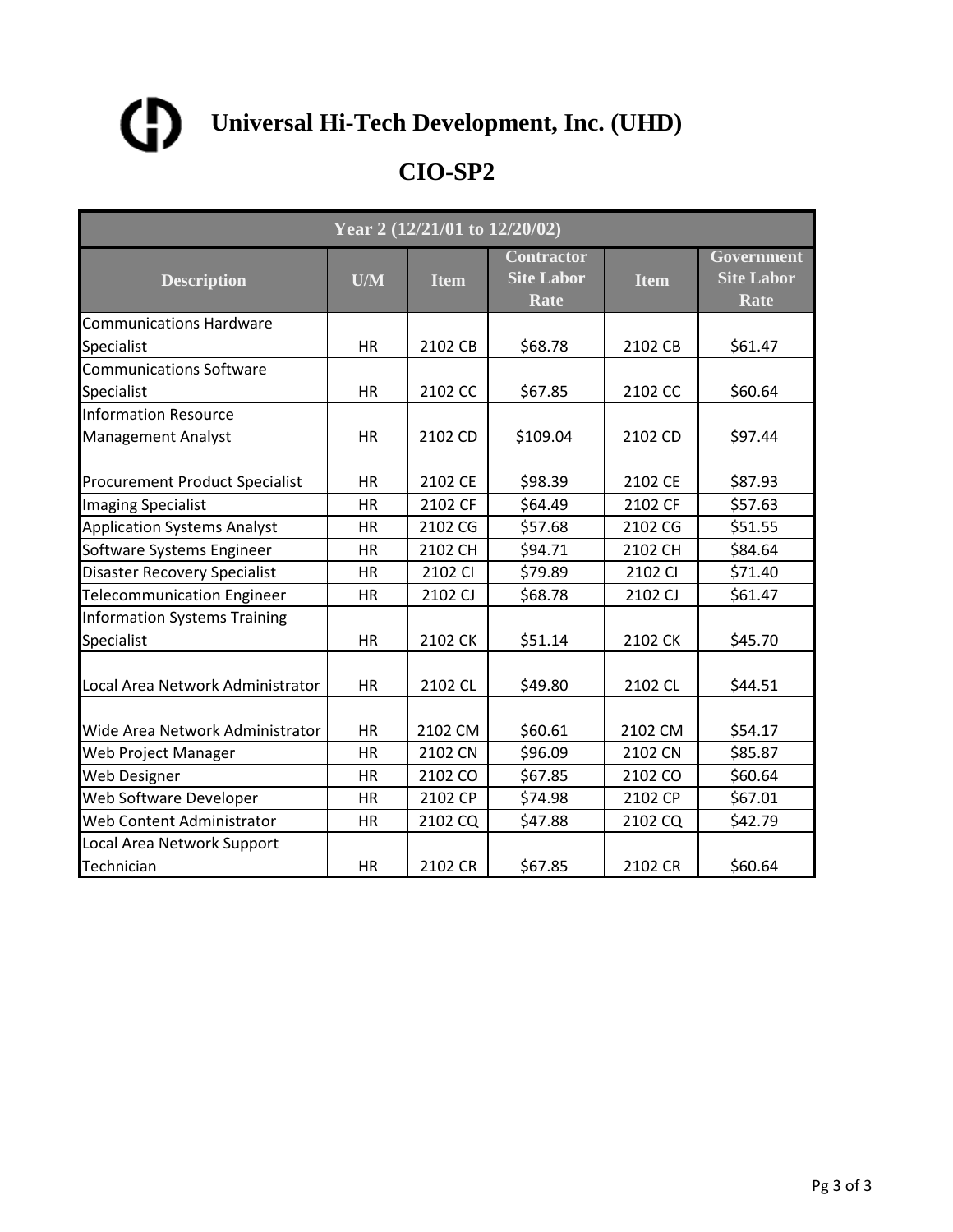# Universal Hi-Tech Development, Inc. (UHD)

## CIO-SP2

| Year 2 (12/21/01 to 12/20/02) | | | | | |
|---|---|---|---|---|---|
| **Description** | **U/M** | **Item** | **Contractor Site Labor Rate** | **Item** | **Government Site Labor Rate** |
| Communications Hardware Specialist | HR | 2102 CB | $68.78 | 2102 CB | $61.47 |
| Communications Software Specialist | HR | 2102 CC | $67.85 | 2102 CC | $60.64 |
| Information Resource Management Analyst | HR | 2102 CD | $109.04 | 2102 CD | $97.44 |
| Procurement Product Specialist | HR | 2102 CE | $98.39 | 2102 CE | $87.93 |
| Imaging Specialist | HR | 2102 CF | $64.49 | 2102 CF | $57.63 |
| Application Systems Analyst | HR | 2102 CG | $57.68 | 2102 CG | $51.55 |
| Software Systems Engineer | HR | 2102 CH | $94.71 | 2102 CH | $84.64 |
| Disaster Recovery Specialist | HR | 2102 CI | $79.89 | 2102 CI | $71.40 |
| Telecommunication Engineer | HR | 2102 CJ | $68.78 | 2102 CJ | $61.47 |
| Information Systems Training Specialist | HR | 2102 CK | $51.14 | 2102 CK | $45.70 |
| Local Area Network Administrator | HR | 2102 CL | $49.80 | 2102 CL | $44.51 |
| Wide Area Network Administrator | HR | 2102 CM | $60.61 | 2102 CM | $54.17 |
| Web Project Manager | HR | 2102 CN | $96.09 | 2102 CN | $85.87 |
| Web Designer | HR | 2102 CO | $67.85 | 2102 CO | $60.64 |
| Web Software Developer | HR | 2102 CP | $74.98 | 2102 CP | $67.01 |
| Web Content Administrator | HR | 2102 CQ | $47.88 | 2102 CQ | $42.79 |
| Local Area Network Support Technician | HR | 2102 CR | $67.85 | 2102 CR | $60.64 |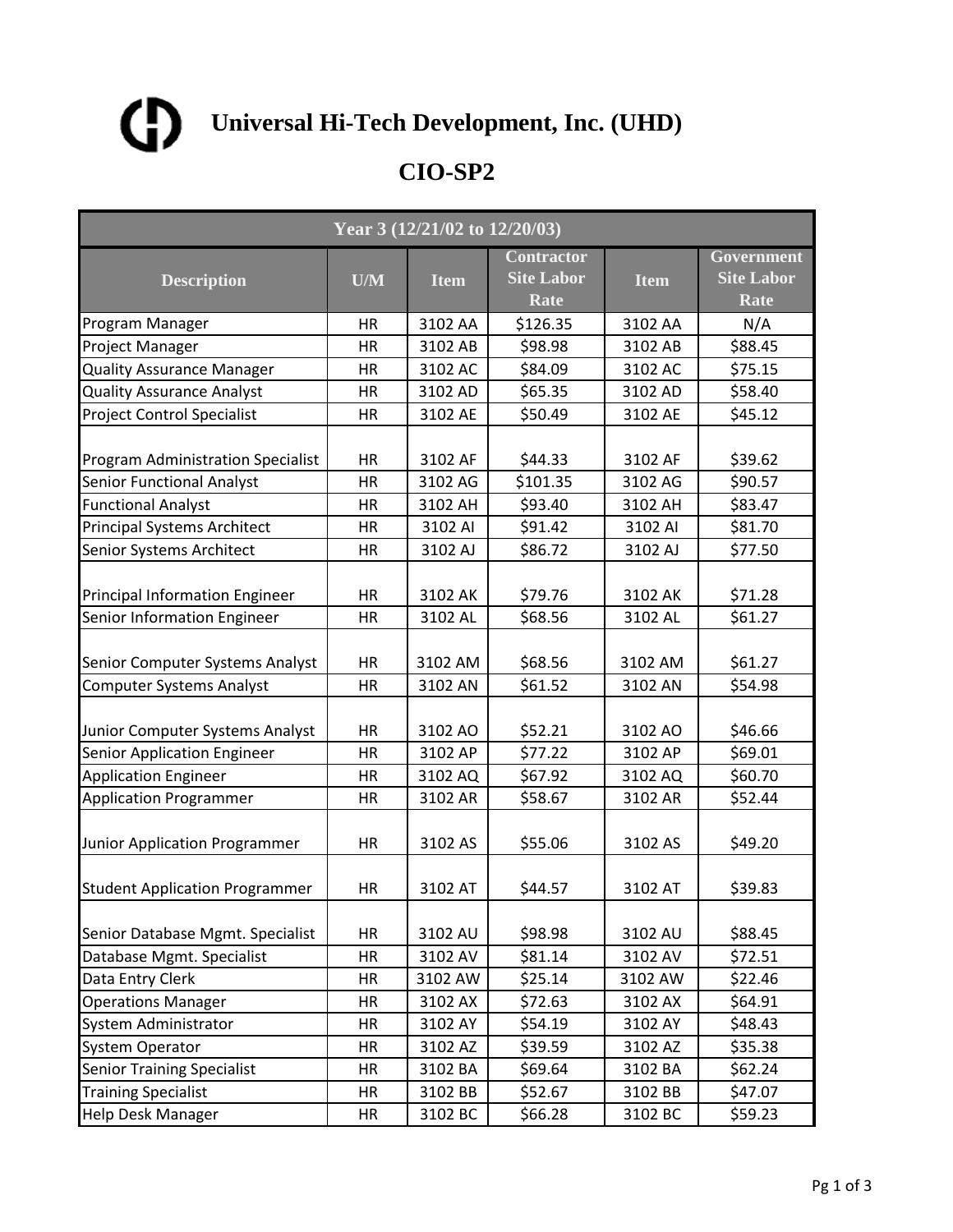# Universal Hi-Tech Development, Inc. (UHD)

## CIO-SP2

| Year 3 (12/21/02 to 12/20/03) | | | | | |
|---|---|---|---|---|---|
| **Description** | **U/M** | **Item** | **Contractor Site Labor Rate** | **Item** | **Government Site Labor Rate** |
| Program Manager | HR | 3102 AA | $126.35 | 3102 AA | N/A |
| Project Manager | HR | 3102 AB | $98.98 | 3102 AB | $88.45 |
| Quality Assurance Manager | HR | 3102 AC | $84.09 | 3102 AC | $75.15 |
| Quality Assurance Analyst | HR | 3102 AD | $65.35 | 3102 AD | $58.40 |
| Project Control Specialist | HR | 3102 AE | $50.49 | 3102 AE | $45.12 |
| Program Administration Specialist | HR | 3102 AF | $44.33 | 3102 AF | $39.62 |
| Senior Functional Analyst | HR | 3102 AG | $101.35 | 3102 AG | $90.57 |
| Functional Analyst | HR | 3102 AH | $93.40 | 3102 AH | $83.47 |
| Principal Systems Architect | HR | 3102 AI | $91.42 | 3102 AI | $81.70 |
| Senior Systems Architect | HR | 3102 AJ | $86.72 | 3102 AJ | $77.50 |
| Principal Information Engineer | HR | 3102 AK | $79.76 | 3102 AK | $71.28 |
| Senior Information Engineer | HR | 3102 AL | $68.56 | 3102 AL | $61.27 |
| Senior Computer Systems Analyst | HR | 3102 AM | $68.56 | 3102 AM | $61.27 |
| Computer Systems Analyst | HR | 3102 AN | $61.52 | 3102 AN | $54.98 |
| Junior Computer Systems Analyst | HR | 3102 AO | $52.21 | 3102 AO | $46.66 |
| Senior Application Engineer | HR | 3102 AP | $77.22 | 3102 AP | $69.01 |
| Application Engineer | HR | 3102 AQ | $67.92 | 3102 AQ | $60.70 |
| Application Programmer | HR | 3102 AR | $58.67 | 3102 AR | $52.44 |
| Junior Application Programmer | HR | 3102 AS | $55.06 | 3102 AS | $49.20 |
| Student Application Programmer | HR | 3102 AT | $44.57 | 3102 AT | $39.83 |
| Senior Database Mgmt. Specialist | HR | 3102 AU | $98.98 | 3102 AU | $88.45 |
| Database Mgmt. Specialist | HR | 3102 AV | $81.14 | 3102 AV | $72.51 |
| Data Entry Clerk | HR | 3102 AW | $25.14 | 3102 AW | $22.46 |
| Operations Manager | HR | 3102 AX | $72.63 | 3102 AX | $64.91 |
| System Administrator | HR | 3102 AY | $54.19 | 3102 AY | $48.43 |
| System Operator | HR | 3102 AZ | $39.59 | 3102 AZ | $35.38 |
| Senior Training Specialist | HR | 3102 BA | $69.64 | 3102 BA | $62.24 |
| Training Specialist | HR | 3102 BB | $52.67 | 3102 BB | $47.07 |
| Help Desk Manager | HR | 3102 BC | $66.28 | 3102 BC | $59.23 |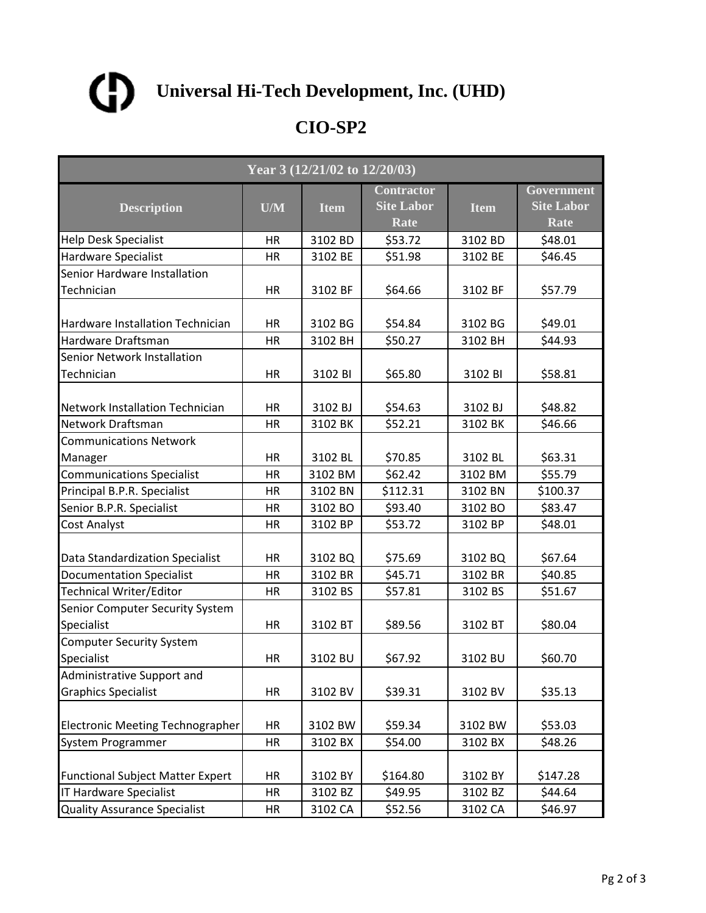# Universal Hi-Tech Development, Inc. (UHD)

## CIO-SP2

| Year 3 (12/21/02 to 12/20/03) | | | | | |
|---|---|---|---|---|---|
| **Description** | **U/M** | **Item** | **Contractor Site Labor Rate** | **Item** | **Government Site Labor Rate** |
| Help Desk Specialist | HR | 3102 BD | $53.72 | 3102 BD | $48.01 |
| Hardware Specialist | HR | 3102 BE | $51.98 | 3102 BE | $46.45 |
| Senior Hardware Installation Technician | HR | 3102 BF | $64.66 | 3102 BF | $57.79 |
| Hardware Installation Technician | HR | 3102 BG | $54.84 | 3102 BG | $49.01 |
| Hardware Draftsman | HR | 3102 BH | $50.27 | 3102 BH | $44.93 |
| Senior Network Installation Technician | HR | 3102 BI | $65.80 | 3102 BI | $58.81 |
| Network Installation Technician | HR | 3102 BJ | $54.63 | 3102 BJ | $48.82 |
| Network Draftsman | HR | 3102 BK | $52.21 | 3102 BK | $46.66 |
| Communications Network Manager | HR | 3102 BL | $70.85 | 3102 BL | $63.31 |
| Communications Specialist | HR | 3102 BM | $62.42 | 3102 BM | $55.79 |
| Principal B.P.R. Specialist | HR | 3102 BN | $112.31 | 3102 BN | $100.37 |
| Senior B.P.R. Specialist | HR | 3102 BO | $93.40 | 3102 BO | $83.47 |
| Cost Analyst | HR | 3102 BP | $53.72 | 3102 BP | $48.01 |
| Data Standardization Specialist | HR | 3102 BQ | $75.69 | 3102 BQ | $67.64 |
| Documentation Specialist | HR | 3102 BR | $45.71 | 3102 BR | $40.85 |
| Technical Writer/Editor | HR | 3102 BS | $57.81 | 3102 BS | $51.67 |
| Senior Computer Security System Specialist | HR | 3102 BT | $89.56 | 3102 BT | $80.04 |
| Computer Security System Specialist | HR | 3102 BU | $67.92 | 3102 BU | $60.70 |
| Administrative Support and Graphics Specialist | HR | 3102 BV | $39.31 | 3102 BV | $35.13 |
| Electronic Meeting Technographer | HR | 3102 BW | $59.34 | 3102 BW | $53.03 |
| System Programmer | HR | 3102 BX | $54.00 | 3102 BX | $48.26 |
| Functional Subject Matter Expert | HR | 3102 BY | $164.80 | 3102 BY | $147.28 |
| IT Hardware Specialist | HR | 3102 BZ | $49.95 | 3102 BZ | $44.64 |
| Quality Assurance Specialist | HR | 3102 CA | $52.56 | 3102 CA | $46.97 |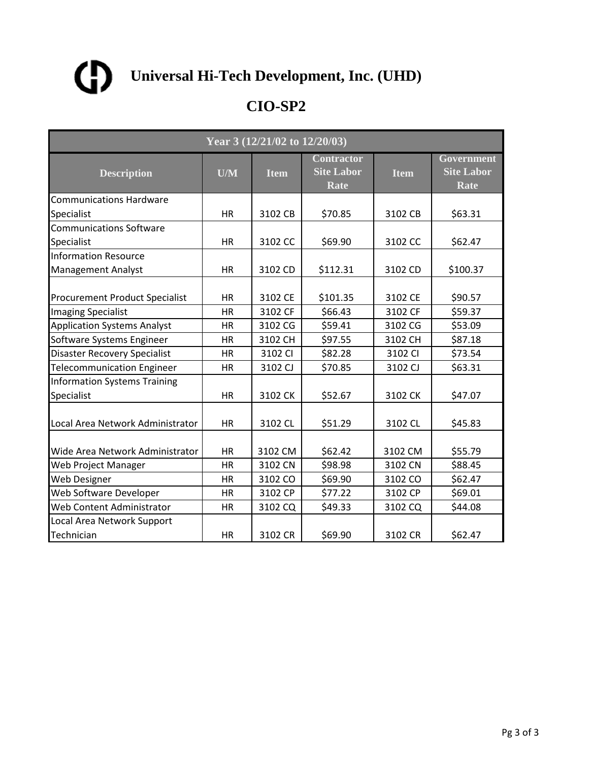# Universal Hi-Tech Development, Inc. (UHD)

## CIO-SP2

| Year 3 (12/21/02 to 12/20/03) | | | | | |
|---|---|---|---|---|---|
| **Description** | **U/M** | **Item** | **Contractor Site Labor Rate** | **Item** | **Government Site Labor Rate** |
| Communications Hardware Specialist | HR | 3102 CB | $70.85 | 3102 CB | $63.31 |
| Communications Software Specialist | HR | 3102 CC | $69.90 | 3102 CC | $62.47 |
| Information Resource Management Analyst | HR | 3102 CD | $112.31 | 3102 CD | $100.37 |
| Procurement Product Specialist | HR | 3102 CE | $101.35 | 3102 CE | $90.57 |
| Imaging Specialist | HR | 3102 CF | $66.43 | 3102 CF | $59.37 |
| Application Systems Analyst | HR | 3102 CG | $59.41 | 3102 CG | $53.09 |
| Software Systems Engineer | HR | 3102 CH | $97.55 | 3102 CH | $87.18 |
| Disaster Recovery Specialist | HR | 3102 CI | $82.28 | 3102 CI | $73.54 |
| Telecommunication Engineer | HR | 3102 CJ | $70.85 | 3102 CJ | $63.31 |
| Information Systems Training Specialist | HR | 3102 CK | $52.67 | 3102 CK | $47.07 |
| Local Area Network Administrator | HR | 3102 CL | $51.29 | 3102 CL | $45.83 |
| Wide Area Network Administrator | HR | 3102 CM | $62.42 | 3102 CM | $55.79 |
| Web Project Manager | HR | 3102 CN | $98.98 | 3102 CN | $88.45 |
| Web Designer | HR | 3102 CO | $69.90 | 3102 CO | $62.47 |
| Web Software Developer | HR | 3102 CP | $77.22 | 3102 CP | $69.01 |
| Web Content Administrator | HR | 3102 CQ | $49.33 | 3102 CQ | $44.08 |
| Local Area Network Support Technician | HR | 3102 CR | $69.90 | 3102 CR | $62.47 |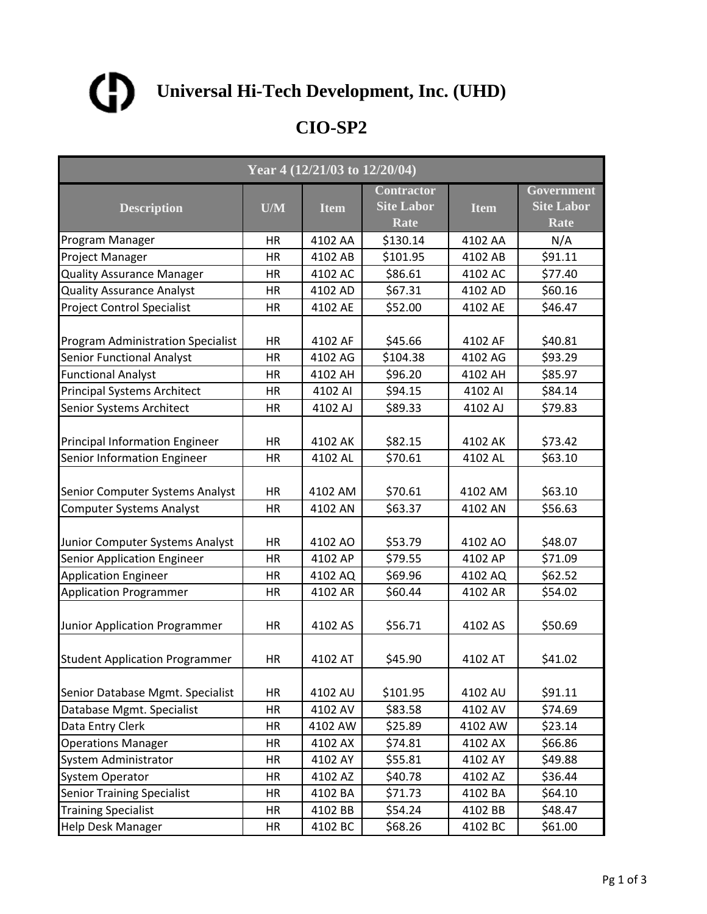# Universal Hi-Tech Development, Inc. (UHD)

## CIO-SP2

| Year 4 (12/21/03 to 12/20/04) | | | | | |
|---|---|---|---|---|---|
| Description | U/M | Item | Contractor Site Labor Rate | Item | Government Site Labor Rate |
| Program Manager | HR | 4102 AA | $130.14 | 4102 AA | N/A |
| Project Manager | HR | 4102 AB | $101.95 | 4102 AB | $91.11 |
| Quality Assurance Manager | HR | 4102 AC | $86.61 | 4102 AC | $77.40 |
| Quality Assurance Analyst | HR | 4102 AD | $67.31 | 4102 AD | $60.16 |
| Project Control Specialist | HR | 4102 AE | $52.00 | 4102 AE | $46.47 |
| Program Administration Specialist | HR | 4102 AF | $45.66 | 4102 AF | $40.81 |
| Senior Functional Analyst | HR | 4102 AG | $104.38 | 4102 AG | $93.29 |
| Functional Analyst | HR | 4102 AH | $96.20 | 4102 AH | $85.97 |
| Principal Systems Architect | HR | 4102 AI | $94.15 | 4102 AI | $84.14 |
| Senior Systems Architect | HR | 4102 AJ | $89.33 | 4102 AJ | $79.83 |
| Principal Information Engineer | HR | 4102 AK | $82.15 | 4102 AK | $73.42 |
| Senior Information Engineer | HR | 4102 AL | $70.61 | 4102 AL | $63.10 |
| Senior Computer Systems Analyst | HR | 4102 AM | $70.61 | 4102 AM | $63.10 |
| Computer Systems Analyst | HR | 4102 AN | $63.37 | 4102 AN | $56.63 |
| Junior Computer Systems Analyst | HR | 4102 AO | $53.79 | 4102 AO | $48.07 |
| Senior Application Engineer | HR | 4102 AP | $79.55 | 4102 AP | $71.09 |
| Application Engineer | HR | 4102 AQ | $69.96 | 4102 AQ | $62.52 |
| Application Programmer | HR | 4102 AR | $60.44 | 4102 AR | $54.02 |
| Junior Application Programmer | HR | 4102 AS | $56.71 | 4102 AS | $50.69 |
| Student Application Programmer | HR | 4102 AT | $45.90 | 4102 AT | $41.02 |
| Senior Database Mgmt. Specialist | HR | 4102 AU | $101.95 | 4102 AU | $91.11 |
| Database Mgmt. Specialist | HR | 4102 AV | $83.58 | 4102 AV | $74.69 |
| Data Entry Clerk | HR | 4102 AW | $25.89 | 4102 AW | $23.14 |
| Operations Manager | HR | 4102 AX | $74.81 | 4102 AX | $66.86 |
| System Administrator | HR | 4102 AY | $55.81 | 4102 AY | $49.88 |
| System Operator | HR | 4102 AZ | $40.78 | 4102 AZ | $36.44 |
| Senior Training Specialist | HR | 4102 BA | $71.73 | 4102 BA | $64.10 |
| Training Specialist | HR | 4102 BB | $54.24 | 4102 BB | $48.47 |
| Help Desk Manager | HR | 4102 BC | $68.26 | 4102 BC | $61.00 |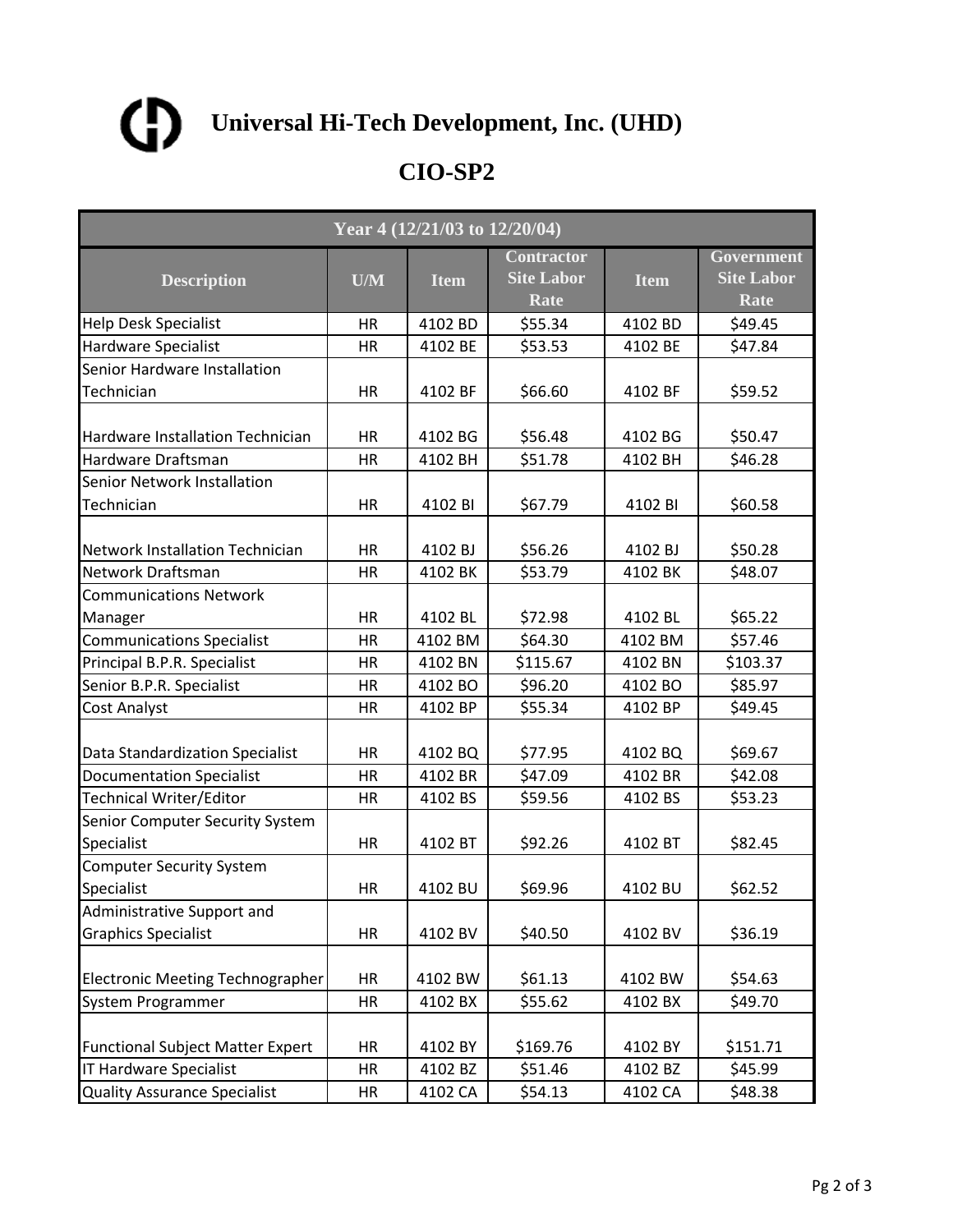# Universal Hi-Tech Development, Inc. (UHD)

## CIO-SP2

| Year 4 (12/21/03 to 12/20/04) | | | | | |
|---|---|---|---|---|---|
| **Description** | **U/M** | **Item** | **Contractor Site Labor Rate** | **Item** | **Government Site Labor Rate** |
| Help Desk Specialist | HR | 4102 BD | $55.34 | 4102 BD | $49.45 |
| Hardware Specialist | HR | 4102 BE | $53.53 | 4102 BE | $47.84 |
| Senior Hardware Installation Technician | HR | 4102 BF | $66.60 | 4102 BF | $59.52 |
| Hardware Installation Technician | HR | 4102 BG | $56.48 | 4102 BG | $50.47 |
| Hardware Draftsman | HR | 4102 BH | $51.78 | 4102 BH | $46.28 |
| Senior Network Installation Technician | HR | 4102 BI | $67.79 | 4102 BI | $60.58 |
| Network Installation Technician | HR | 4102 BJ | $56.26 | 4102 BJ | $50.28 |
| Network Draftsman | HR | 4102 BK | $53.79 | 4102 BK | $48.07 |
| Communications Network Manager | HR | 4102 BL | $72.98 | 4102 BL | $65.22 |
| Communications Specialist | HR | 4102 BM | $64.30 | 4102 BM | $57.46 |
| Principal B.P.R. Specialist | HR | 4102 BN | $115.67 | 4102 BN | $103.37 |
| Senior B.P.R. Specialist | HR | 4102 BO | $96.20 | 4102 BO | $85.97 |
| Cost Analyst | HR | 4102 BP | $55.34 | 4102 BP | $49.45 |
| Data Standardization Specialist | HR | 4102 BQ | $77.95 | 4102 BQ | $69.67 |
| Documentation Specialist | HR | 4102 BR | $47.09 | 4102 BR | $42.08 |
| Technical Writer/Editor | HR | 4102 BS | $59.56 | 4102 BS | $53.23 |
| Senior Computer Security System Specialist | HR | 4102 BT | $92.26 | 4102 BT | $82.45 |
| Computer Security System Specialist | HR | 4102 BU | $69.96 | 4102 BU | $62.52 |
| Administrative Support and Graphics Specialist | HR | 4102 BV | $40.50 | 4102 BV | $36.19 |
| Electronic Meeting Technographer | HR | 4102 BW | $61.13 | 4102 BW | $54.63 |
| System Programmer | HR | 4102 BX | $55.62 | 4102 BX | $49.70 |
| Functional Subject Matter Expert | HR | 4102 BY | $169.76 | 4102 BY | $151.71 |
| IT Hardware Specialist | HR | 4102 BZ | $51.46 | 4102 BZ | $45.99 |
| Quality Assurance Specialist | HR | 4102 CA | $54.13 | 4102 CA | $48.38 |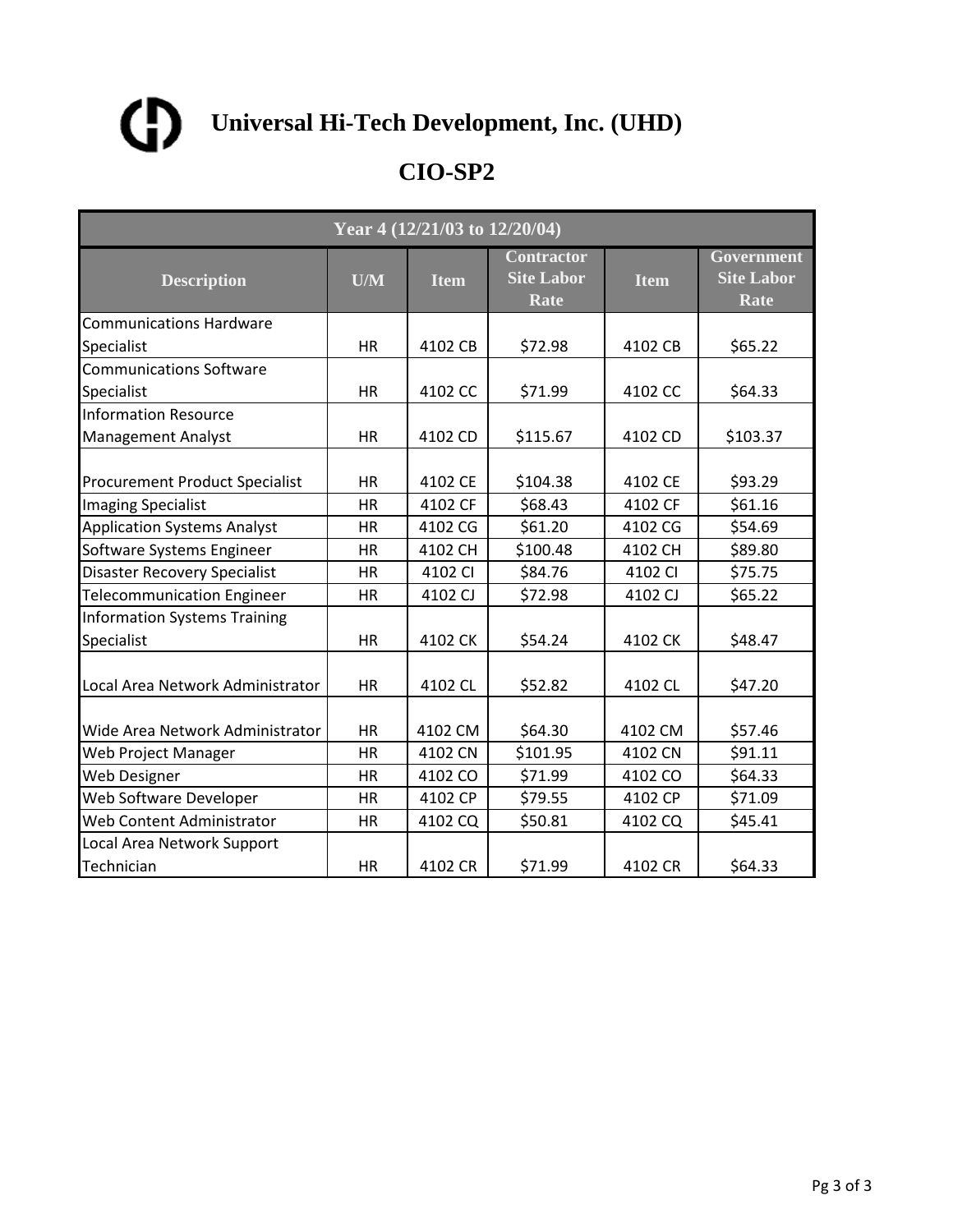# Universal Hi-Tech Development, Inc. (UHD)

## CIO-SP2

| Year 4 (12/21/03 to 12/20/04) | | | | | |
|---|---|---|---|---|---|
| **Description** | **U/M** | **Item** | **Contractor Site Labor Rate** | **Item** | **Government Site Labor Rate** |
| Communications Hardware Specialist | HR | 4102 CB | $72.98 | 4102 CB | $65.22 |
| Communications Software Specialist | HR | 4102 CC | $71.99 | 4102 CC | $64.33 |
| Information Resource Management Analyst | HR | 4102 CD | $115.67 | 4102 CD | $103.37 |
| Procurement Product Specialist | HR | 4102 CE | $104.38 | 4102 CE | $93.29 |
| Imaging Specialist | HR | 4102 CF | $68.43 | 4102 CF | $61.16 |
| Application Systems Analyst | HR | 4102 CG | $61.20 | 4102 CG | $54.69 |
| Software Systems Engineer | HR | 4102 CH | $100.48 | 4102 CH | $89.80 |
| Disaster Recovery Specialist | HR | 4102 CI | $84.76 | 4102 CI | $75.75 |
| Telecommunication Engineer | HR | 4102 CJ | $72.98 | 4102 CJ | $65.22 |
| Information Systems Training Specialist | HR | 4102 CK | $54.24 | 4102 CK | $48.47 |
| Local Area Network Administrator | HR | 4102 CL | $52.82 | 4102 CL | $47.20 |
| Wide Area Network Administrator | HR | 4102 CM | $64.30 | 4102 CM | $57.46 |
| Web Project Manager | HR | 4102 CN | $101.95 | 4102 CN | $91.11 |
| Web Designer | HR | 4102 CO | $71.99 | 4102 CO | $64.33 |
| Web Software Developer | HR | 4102 CP | $79.55 | 4102 CP | $71.09 |
| Web Content Administrator | HR | 4102 CQ | $50.81 | 4102 CQ | $45.41 |
| Local Area Network Support Technician | HR | 4102 CR | $71.99 | 4102 CR | $64.33 |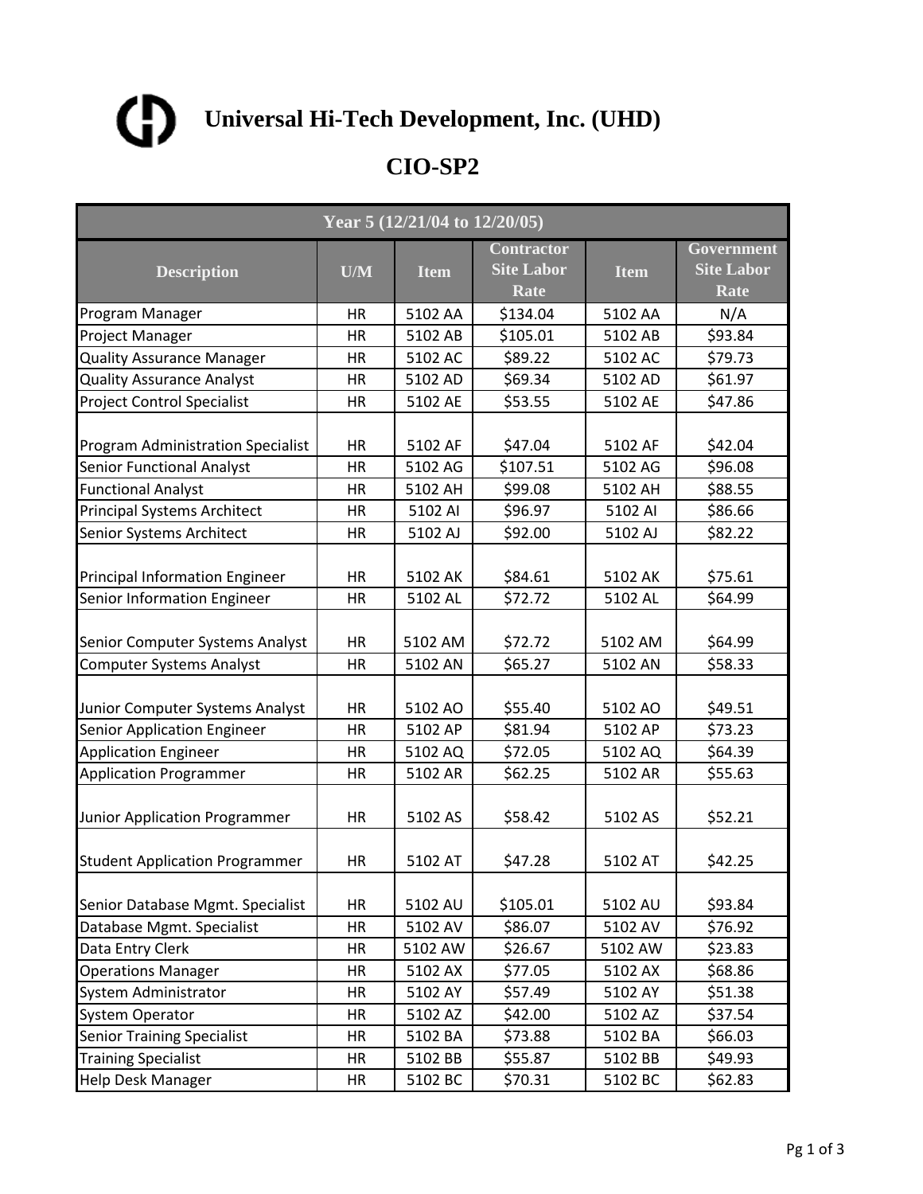# Universal Hi-Tech Development, Inc. (UHD)

## CIO-SP2

| Year 5 (12/21/04 to 12/20/05) | | | | | |
|---|---|---|---|---|---|
| **Description** | **U/M** | **Item** | **Contractor Site Labor Rate** | **Item** | **Government Site Labor Rate** |
| Program Manager | HR | 5102 AA | $134.04 | 5102 AA | N/A |
| Project Manager | HR | 5102 AB | $105.01 | 5102 AB | $93.84 |
| Quality Assurance Manager | HR | 5102 AC | $89.22 | 5102 AC | $79.73 |
| Quality Assurance Analyst | HR | 5102 AD | $69.34 | 5102 AD | $61.97 |
| Project Control Specialist | HR | 5102 AE | $53.55 | 5102 AE | $47.86 |
| Program Administration Specialist | HR | 5102 AF | $47.04 | 5102 AF | $42.04 |
| Senior Functional Analyst | HR | 5102 AG | $107.51 | 5102 AG | $96.08 |
| Functional Analyst | HR | 5102 AH | $99.08 | 5102 AH | $88.55 |
| Principal Systems Architect | HR | 5102 AI | $96.97 | 5102 AI | $86.66 |
| Senior Systems Architect | HR | 5102 AJ | $92.00 | 5102 AJ | $82.22 |
| Principal Information Engineer | HR | 5102 AK | $84.61 | 5102 AK | $75.61 |
| Senior Information Engineer | HR | 5102 AL | $72.72 | 5102 AL | $64.99 |
| Senior Computer Systems Analyst | HR | 5102 AM | $72.72 | 5102 AM | $64.99 |
| Computer Systems Analyst | HR | 5102 AN | $65.27 | 5102 AN | $58.33 |
| Junior Computer Systems Analyst | HR | 5102 AO | $55.40 | 5102 AO | $49.51 |
| Senior Application Engineer | HR | 5102 AP | $81.94 | 5102 AP | $73.23 |
| Application Engineer | HR | 5102 AQ | $72.05 | 5102 AQ | $64.39 |
| Application Programmer | HR | 5102 AR | $62.25 | 5102 AR | $55.63 |
| Junior Application Programmer | HR | 5102 AS | $58.42 | 5102 AS | $52.21 |
| Student Application Programmer | HR | 5102 AT | $47.28 | 5102 AT | $42.25 |
| Senior Database Mgmt. Specialist | HR | 5102 AU | $105.01 | 5102 AU | $93.84 |
| Database Mgmt. Specialist | HR | 5102 AV | $86.07 | 5102 AV | $76.92 |
| Data Entry Clerk | HR | 5102 AW | $26.67 | 5102 AW | $23.83 |
| Operations Manager | HR | 5102 AX | $77.05 | 5102 AX | $68.86 |
| System Administrator | HR | 5102 AY | $57.49 | 5102 AY | $51.38 |
| System Operator | HR | 5102 AZ | $42.00 | 5102 AZ | $37.54 |
| Senior Training Specialist | HR | 5102 BA | $73.88 | 5102 BA | $66.03 |
| Training Specialist | HR | 5102 BB | $55.87 | 5102 BB | $49.93 |
| Help Desk Manager | HR | 5102 BC | $70.31 | 5102 BC | $62.83 |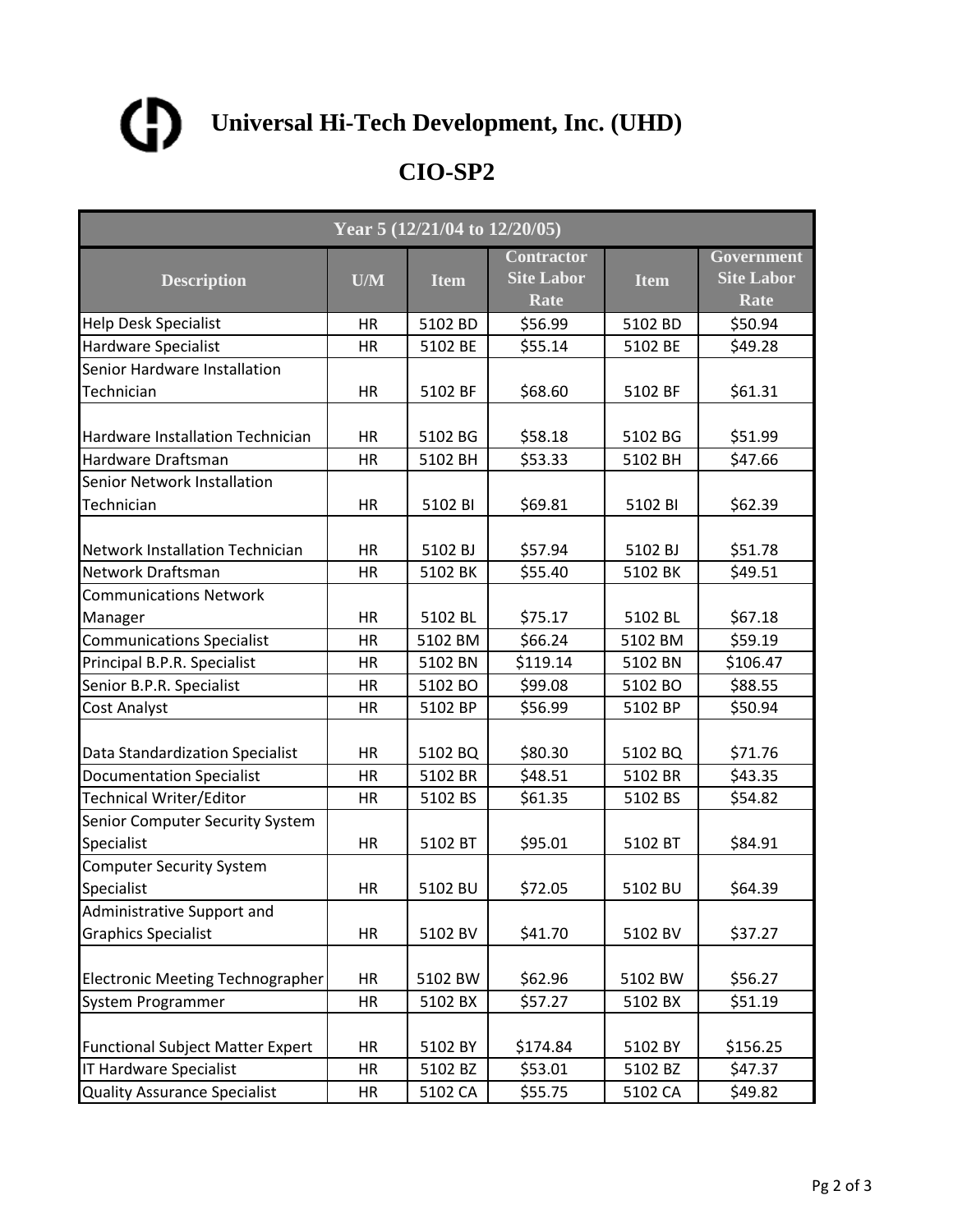# Universal Hi-Tech Development, Inc. (UHD)

## CIO-SP2

| Year 5 (12/21/04 to 12/20/05) | | | | | |
|---|---|---|---|---|---|
| **Description** | **U/M** | **Item** | **Contractor Site Labor Rate** | **Item** | **Government Site Labor Rate** |
| Help Desk Specialist | HR | 5102 BD | $56.99 | 5102 BD | $50.94 |
| Hardware Specialist | HR | 5102 BE | $55.14 | 5102 BE | $49.28 |
| Senior Hardware Installation Technician | HR | 5102 BF | $68.60 | 5102 BF | $61.31 |
| Hardware Installation Technician | HR | 5102 BG | $58.18 | 5102 BG | $51.99 |
| Hardware Draftsman | HR | 5102 BH | $53.33 | 5102 BH | $47.66 |
| Senior Network Installation Technician | HR | 5102 BI | $69.81 | 5102 BI | $62.39 |
| Network Installation Technician | HR | 5102 BJ | $57.94 | 5102 BJ | $51.78 |
| Network Draftsman | HR | 5102 BK | $55.40 | 5102 BK | $49.51 |
| Communications Network Manager | HR | 5102 BL | $75.17 | 5102 BL | $67.18 |
| Communications Specialist | HR | 5102 BM | $66.24 | 5102 BM | $59.19 |
| Principal B.P.R. Specialist | HR | 5102 BN | $119.14 | 5102 BN | $106.47 |
| Senior B.P.R. Specialist | HR | 5102 BO | $99.08 | 5102 BO | $88.55 |
| Cost Analyst | HR | 5102 BP | $56.99 | 5102 BP | $50.94 |
| Data Standardization Specialist | HR | 5102 BQ | $80.30 | 5102 BQ | $71.76 |
| Documentation Specialist | HR | 5102 BR | $48.51 | 5102 BR | $43.35 |
| Technical Writer/Editor | HR | 5102 BS | $61.35 | 5102 BS | $54.82 |
| Senior Computer Security System Specialist | HR | 5102 BT | $95.01 | 5102 BT | $84.91 |
| Computer Security System Specialist | HR | 5102 BU | $72.05 | 5102 BU | $64.39 |
| Administrative Support and Graphics Specialist | HR | 5102 BV | $41.70 | 5102 BV | $37.27 |
| Electronic Meeting Technographer | HR | 5102 BW | $62.96 | 5102 BW | $56.27 |
| System Programmer | HR | 5102 BX | $57.27 | 5102 BX | $51.19 |
| Functional Subject Matter Expert | HR | 5102 BY | $174.84 | 5102 BY | $156.25 |
| IT Hardware Specialist | HR | 5102 BZ | $53.01 | 5102 BZ | $47.37 |
| Quality Assurance Specialist | HR | 5102 CA | $55.75 | 5102 CA | $49.82 |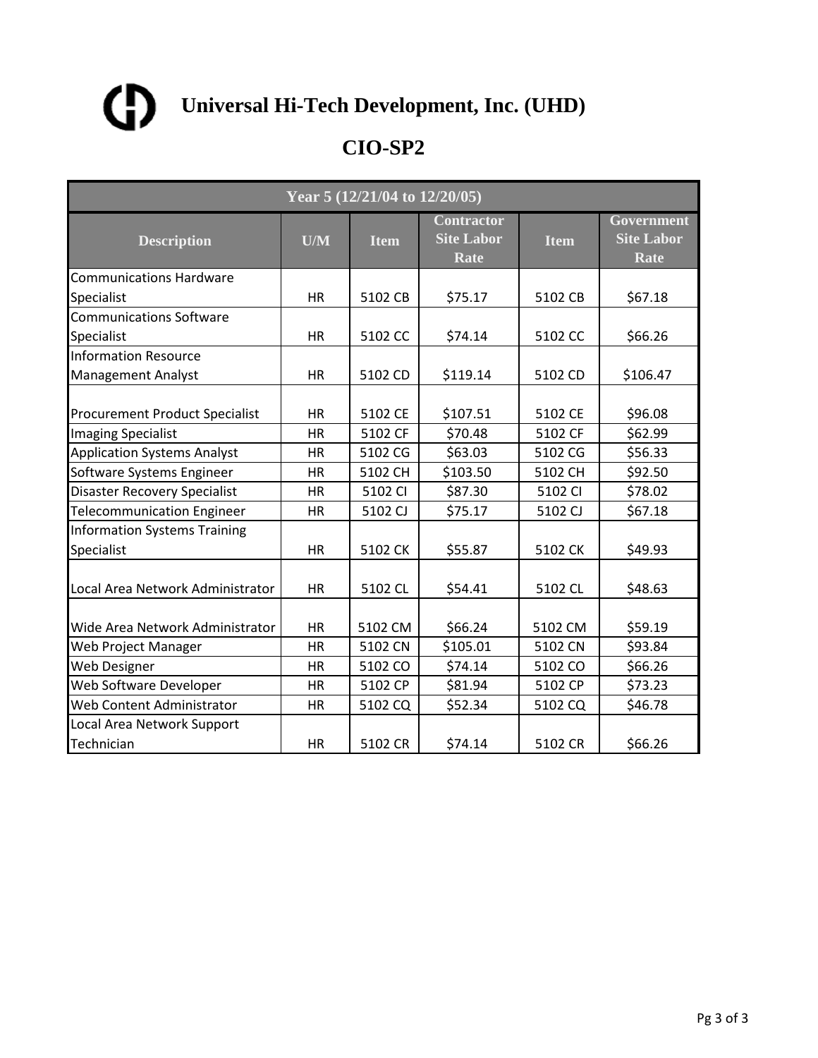# Universal Hi-Tech Development, Inc. (UHD)

## CIO-SP2

| Year 5 (12/21/04 to 12/20/05) | | | | | |
|---|---|---|---|---|---|
| **Description** | **U/M** | **Item** | **Contractor Site Labor Rate** | **Item** | **Government Site Labor Rate** |
| Communications Hardware Specialist | HR | 5102 CB | $75.17 | 5102 CB | $67.18 |
| Communications Software Specialist | HR | 5102 CC | $74.14 | 5102 CC | $66.26 |
| Information Resource Management Analyst | HR | 5102 CD | $119.14 | 5102 CD | $106.47 |
| Procurement Product Specialist | HR | 5102 CE | $107.51 | 5102 CE | $96.08 |
| Imaging Specialist | HR | 5102 CF | $70.48 | 5102 CF | $62.99 |
| Application Systems Analyst | HR | 5102 CG | $63.03 | 5102 CG | $56.33 |
| Software Systems Engineer | HR | 5102 CH | $103.50 | 5102 CH | $92.50 |
| Disaster Recovery Specialist | HR | 5102 CI | $87.30 | 5102 CI | $78.02 |
| Telecommunication Engineer | HR | 5102 CJ | $75.17 | 5102 CJ | $67.18 |
| Information Systems Training Specialist | HR | 5102 CK | $55.87 | 5102 CK | $49.93 |
| Local Area Network Administrator | HR | 5102 CL | $54.41 | 5102 CL | $48.63 |
| Wide Area Network Administrator | HR | 5102 CM | $66.24 | 5102 CM | $59.19 |
| Web Project Manager | HR | 5102 CN | $105.01 | 5102 CN | $93.84 |
| Web Designer | HR | 5102 CO | $74.14 | 5102 CO | $66.26 |
| Web Software Developer | HR | 5102 CP | $81.94 | 5102 CP | $73.23 |
| Web Content Administrator | HR | 5102 CQ | $52.34 | 5102 CQ | $46.78 |
| Local Area Network Support Technician | HR | 5102 CR | $74.14 | 5102 CR | $66.26 |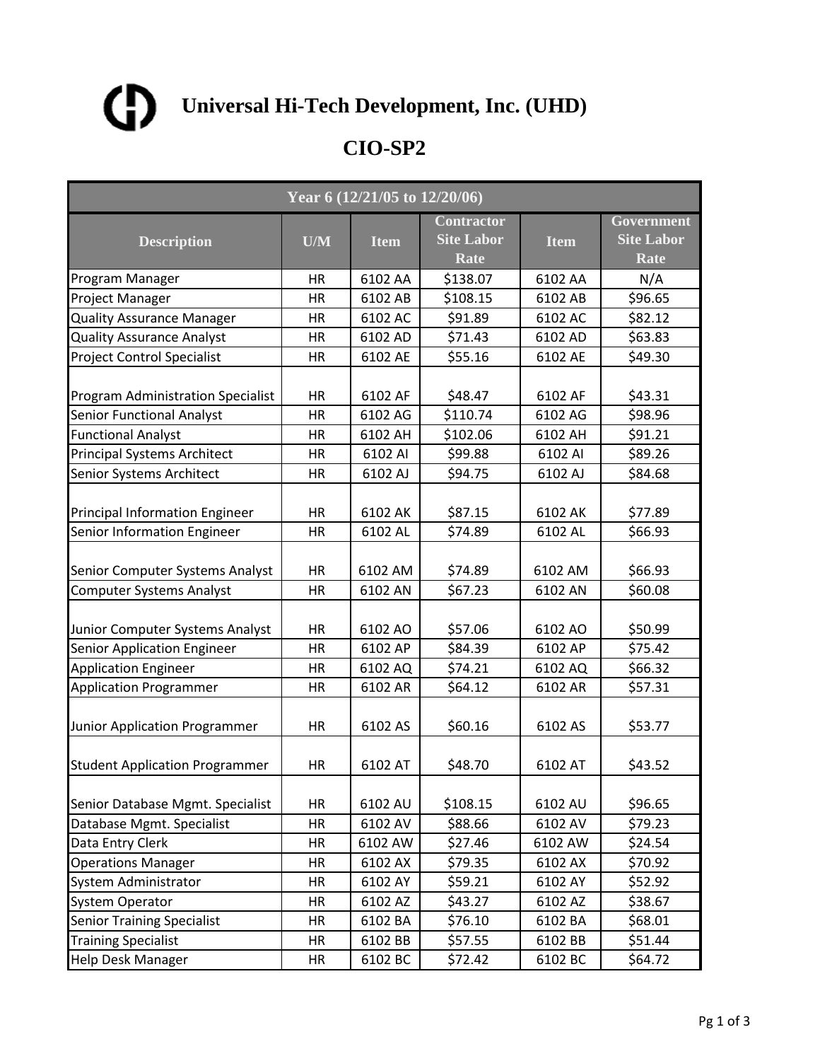# Universal Hi-Tech Development, Inc. (UHD)

## CIO-SP2

| Year 6 (12/21/05 to 12/20/06) | | | | | |
|---|---|---|---|---|---|
| **Description** | **U/M** | **Item** | **Contractor Site Labor Rate** | **Item** | **Government Site Labor Rate** |
| Program Manager | HR | 6102 AA | $138.07 | 6102 AA | N/A |
| Project Manager | HR | 6102 AB | $108.15 | 6102 AB | $96.65 |
| Quality Assurance Manager | HR | 6102 AC | $91.89 | 6102 AC | $82.12 |
| Quality Assurance Analyst | HR | 6102 AD | $71.43 | 6102 AD | $63.83 |
| Project Control Specialist | HR | 6102 AE | $55.16 | 6102 AE | $49.30 |
| Program Administration Specialist | HR | 6102 AF | $48.47 | 6102 AF | $43.31 |
| Senior Functional Analyst | HR | 6102 AG | $110.74 | 6102 AG | $98.96 |
| Functional Analyst | HR | 6102 AH | $102.06 | 6102 AH | $91.21 |
| Principal Systems Architect | HR | 6102 AI | $99.88 | 6102 AI | $89.26 |
| Senior Systems Architect | HR | 6102 AJ | $94.75 | 6102 AJ | $84.68 |
| Principal Information Engineer | HR | 6102 AK | $87.15 | 6102 AK | $77.89 |
| Senior Information Engineer | HR | 6102 AL | $74.89 | 6102 AL | $66.93 |
| Senior Computer Systems Analyst | HR | 6102 AM | $74.89 | 6102 AM | $66.93 |
| Computer Systems Analyst | HR | 6102 AN | $67.23 | 6102 AN | $60.08 |
| Junior Computer Systems Analyst | HR | 6102 AO | $57.06 | 6102 AO | $50.99 |
| Senior Application Engineer | HR | 6102 AP | $84.39 | 6102 AP | $75.42 |
| Application Engineer | HR | 6102 AQ | $74.21 | 6102 AQ | $66.32 |
| Application Programmer | HR | 6102 AR | $64.12 | 6102 AR | $57.31 |
| Junior Application Programmer | HR | 6102 AS | $60.16 | 6102 AS | $53.77 |
| Student Application Programmer | HR | 6102 AT | $48.70 | 6102 AT | $43.52 |
| Senior Database Mgmt. Specialist | HR | 6102 AU | $108.15 | 6102 AU | $96.65 |
| Database Mgmt. Specialist | HR | 6102 AV | $88.66 | 6102 AV | $79.23 |
| Data Entry Clerk | HR | 6102 AW | $27.46 | 6102 AW | $24.54 |
| Operations Manager | HR | 6102 AX | $79.35 | 6102 AX | $70.92 |
| System Administrator | HR | 6102 AY | $59.21 | 6102 AY | $52.92 |
| System Operator | HR | 6102 AZ | $43.27 | 6102 AZ | $38.67 |
| Senior Training Specialist | HR | 6102 BA | $76.10 | 6102 BA | $68.01 |
| Training Specialist | HR | 6102 BB | $57.55 | 6102 BB | $51.44 |
| Help Desk Manager | HR | 6102 BC | $72.42 | 6102 BC | $64.72 |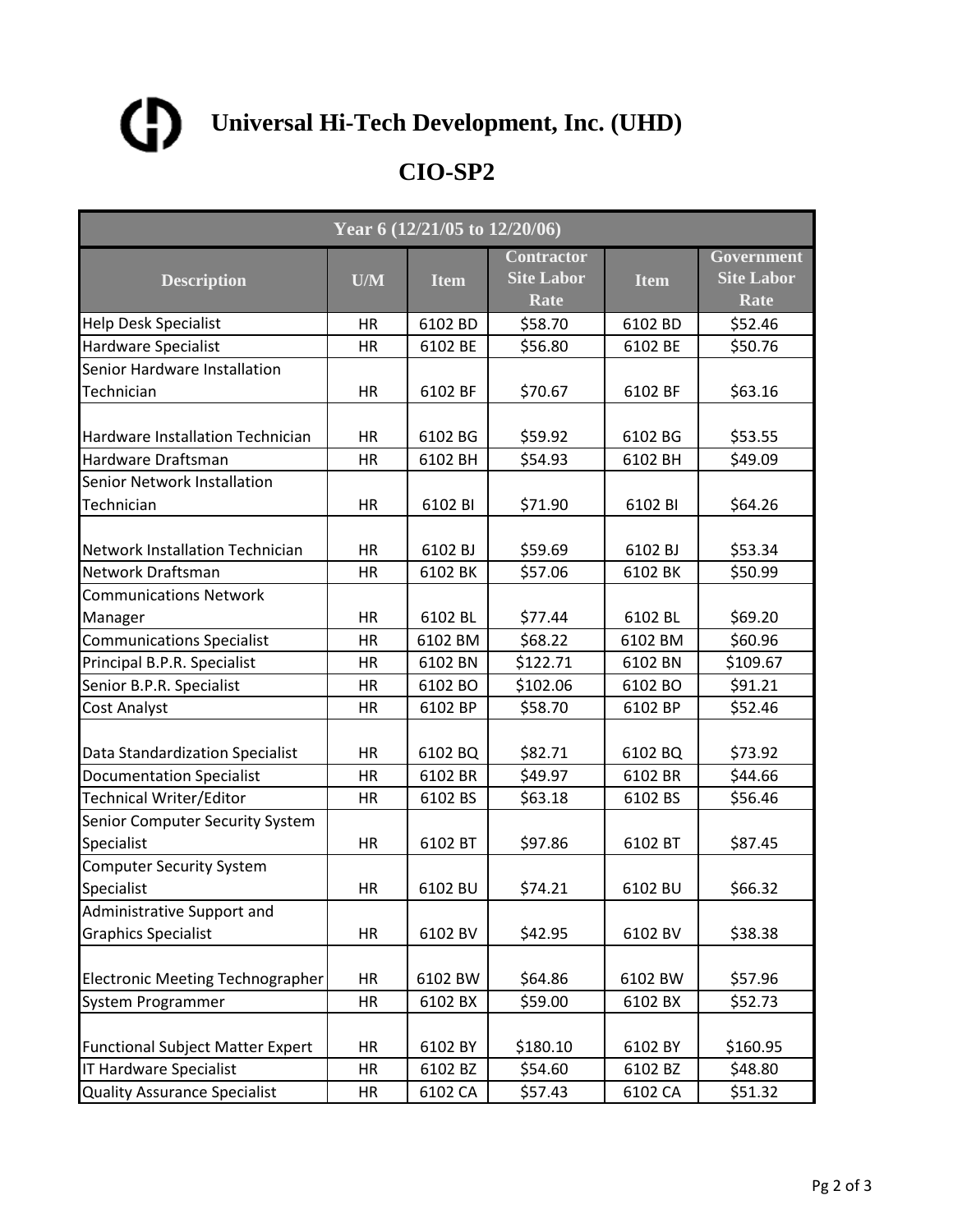# Universal Hi-Tech Development, Inc. (UHD)

## CIO-SP2

| Year 6 (12/21/05 to 12/20/06) | | | | | |
|---|---|---|---|---|---|
| **Description** | **U/M** | **Item** | **Contractor Site Labor Rate** | **Item** | **Government Site Labor Rate** |
| Help Desk Specialist | HR | 6102 BD | $58.70 | 6102 BD | $52.46 |
| Hardware Specialist | HR | 6102 BE | $56.80 | 6102 BE | $50.76 |
| Senior Hardware Installation Technician | HR | 6102 BF | $70.67 | 6102 BF | $63.16 |
| Hardware Installation Technician | HR | 6102 BG | $59.92 | 6102 BG | $53.55 |
| Hardware Draftsman | HR | 6102 BH | $54.93 | 6102 BH | $49.09 |
| Senior Network Installation Technician | HR | 6102 BI | $71.90 | 6102 BI | $64.26 |
| Network Installation Technician | HR | 6102 BJ | $59.69 | 6102 BJ | $53.34 |
| Network Draftsman | HR | 6102 BK | $57.06 | 6102 BK | $50.99 |
| Communications Network Manager | HR | 6102 BL | $77.44 | 6102 BL | $69.20 |
| Communications Specialist | HR | 6102 BM | $68.22 | 6102 BM | $60.96 |
| Principal B.P.R. Specialist | HR | 6102 BN | $122.71 | 6102 BN | $109.67 |
| Senior B.P.R. Specialist | HR | 6102 BO | $102.06 | 6102 BO | $91.21 |
| Cost Analyst | HR | 6102 BP | $58.70 | 6102 BP | $52.46 |
| Data Standardization Specialist | HR | 6102 BQ | $82.71 | 6102 BQ | $73.92 |
| Documentation Specialist | HR | 6102 BR | $49.97 | 6102 BR | $44.66 |
| Technical Writer/Editor | HR | 6102 BS | $63.18 | 6102 BS | $56.46 |
| Senior Computer Security System Specialist | HR | 6102 BT | $97.86 | 6102 BT | $87.45 |
| Computer Security System Specialist | HR | 6102 BU | $74.21 | 6102 BU | $66.32 |
| Administrative Support and Graphics Specialist | HR | 6102 BV | $42.95 | 6102 BV | $38.38 |
| Electronic Meeting Technographer | HR | 6102 BW | $64.86 | 6102 BW | $57.96 |
| System Programmer | HR | 6102 BX | $59.00 | 6102 BX | $52.73 |
| Functional Subject Matter Expert | HR | 6102 BY | $180.10 | 6102 BY | $160.95 |
| IT Hardware Specialist | HR | 6102 BZ | $54.60 | 6102 BZ | $48.80 |
| Quality Assurance Specialist | HR | 6102 CA | $57.43 | 6102 CA | $51.32 |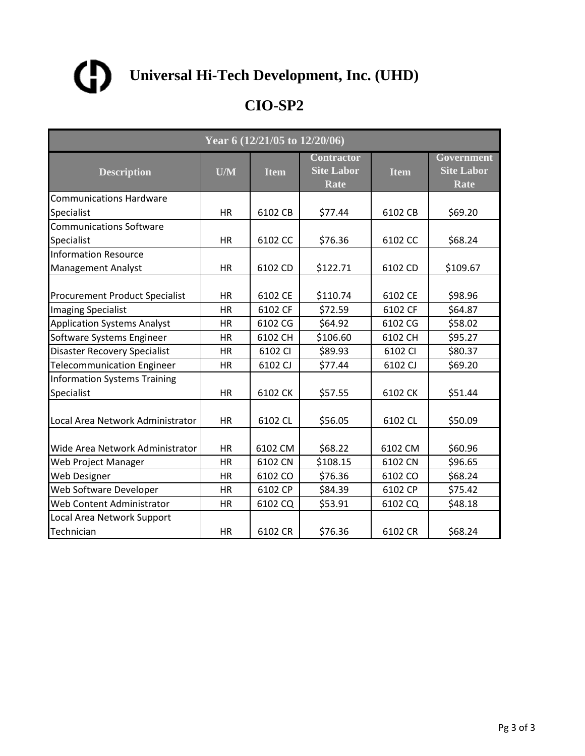# Universal Hi-Tech Development, Inc. (UHD)

## CIO-SP2

| Year 6 (12/21/05 to 12/20/06) | | | | | |
|---|---|---|---|---|---|
| **Description** | **U/M** | **Item** | **Contractor Site Labor Rate** | **Item** | **Government Site Labor Rate** |
| Communications Hardware Specialist | HR | 6102 CB | $77.44 | 6102 CB | $69.20 |
| Communications Software Specialist | HR | 6102 CC | $76.36 | 6102 CC | $68.24 |
| Information Resource Management Analyst | HR | 6102 CD | $122.71 | 6102 CD | $109.67 |
| Procurement Product Specialist | HR | 6102 CE | $110.74 | 6102 CE | $98.96 |
| Imaging Specialist | HR | 6102 CF | $72.59 | 6102 CF | $64.87 |
| Application Systems Analyst | HR | 6102 CG | $64.92 | 6102 CG | $58.02 |
| Software Systems Engineer | HR | 6102 CH | $106.60 | 6102 CH | $95.27 |
| Disaster Recovery Specialist | HR | 6102 CI | $89.93 | 6102 CI | $80.37 |
| Telecommunication Engineer | HR | 6102 CJ | $77.44 | 6102 CJ | $69.20 |
| Information Systems Training Specialist | HR | 6102 CK | $57.55 | 6102 CK | $51.44 |
| Local Area Network Administrator | HR | 6102 CL | $56.05 | 6102 CL | $50.09 |
| Wide Area Network Administrator | HR | 6102 CM | $68.22 | 6102 CM | $60.96 |
| Web Project Manager | HR | 6102 CN | $108.15 | 6102 CN | $96.65 |
| Web Designer | HR | 6102 CO | $76.36 | 6102 CO | $68.24 |
| Web Software Developer | HR | 6102 CP | $84.39 | 6102 CP | $75.42 |
| Web Content Administrator | HR | 6102 CQ | $53.91 | 6102 CQ | $48.18 |
| Local Area Network Support Technician | HR | 6102 CR | $76.36 | 6102 CR | $68.24 |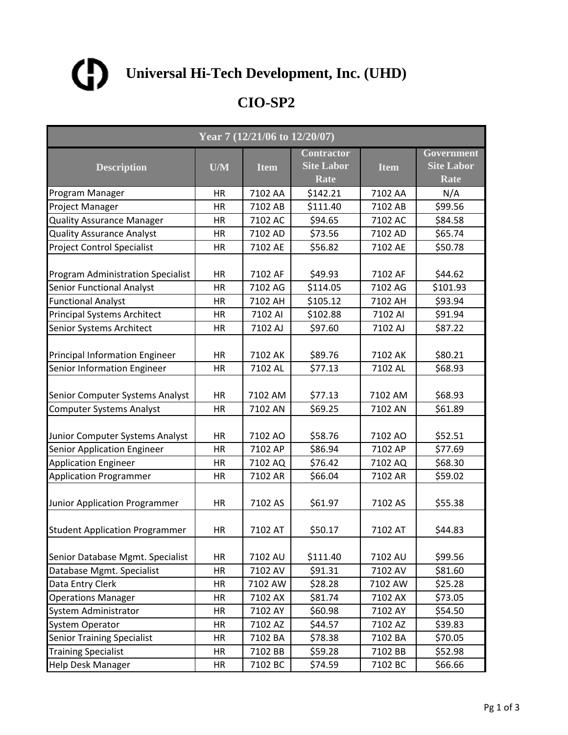# Universal Hi-Tech Development, Inc. (UHD)

## CIO-SP2

| Year 7 (12/21/06 to 12/20/07) | | | | | |
|---|---|---|---|---|---|
| Description | U/M | Item | Contractor Site Labor Rate | Item | Government Site Labor Rate |
| Program Manager | HR | 7102 AA | $142.21 | 7102 AA | N/A |
| Project Manager | HR | 7102 AB | $111.40 | 7102 AB | $99.56 |
| Quality Assurance Manager | HR | 7102 AC | $94.65 | 7102 AC | $84.58 |
| Quality Assurance Analyst | HR | 7102 AD | $73.56 | 7102 AD | $65.74 |
| Project Control Specialist | HR | 7102 AE | $56.82 | 7102 AE | $50.78 |
| Program Administration Specialist | HR | 7102 AF | $49.93 | 7102 AF | $44.62 |
| Senior Functional Analyst | HR | 7102 AG | $114.05 | 7102 AG | $101.93 |
| Functional Analyst | HR | 7102 AH | $105.12 | 7102 AH | $93.94 |
| Principal Systems Architect | HR | 7102 AI | $102.88 | 7102 AI | $91.94 |
| Senior Systems Architect | HR | 7102 AJ | $97.60 | 7102 AJ | $87.22 |
| Principal Information Engineer | HR | 7102 AK | $89.76 | 7102 AK | $80.21 |
| Senior Information Engineer | HR | 7102 AL | $77.13 | 7102 AL | $68.93 |
| Senior Computer Systems Analyst | HR | 7102 AM | $77.13 | 7102 AM | $68.93 |
| Computer Systems Analyst | HR | 7102 AN | $69.25 | 7102 AN | $61.89 |
| Junior Computer Systems Analyst | HR | 7102 AO | $58.76 | 7102 AO | $52.51 |
| Senior Application Engineer | HR | 7102 AP | $86.94 | 7102 AP | $77.69 |
| Application Engineer | HR | 7102 AQ | $76.42 | 7102 AQ | $68.30 |
| Application Programmer | HR | 7102 AR | $66.04 | 7102 AR | $59.02 |
| Junior Application Programmer | HR | 7102 AS | $61.97 | 7102 AS | $55.38 |
| Student Application Programmer | HR | 7102 AT | $50.17 | 7102 AT | $44.83 |
| Senior Database Mgmt. Specialist | HR | 7102 AU | $111.40 | 7102 AU | $99.56 |
| Database Mgmt. Specialist | HR | 7102 AV | $91.31 | 7102 AV | $81.60 |
| Data Entry Clerk | HR | 7102 AW | $28.28 | 7102 AW | $25.28 |
| Operations Manager | HR | 7102 AX | $81.74 | 7102 AX | $73.05 |
| System Administrator | HR | 7102 AY | $60.98 | 7102 AY | $54.50 |
| System Operator | HR | 7102 AZ | $44.57 | 7102 AZ | $39.83 |
| Senior Training Specialist | HR | 7102 BA | $78.38 | 7102 BA | $70.05 |
| Training Specialist | HR | 7102 BB | $59.28 | 7102 BB | $52.98 |
| Help Desk Manager | HR | 7102 BC | $74.59 | 7102 BC | $66.66 |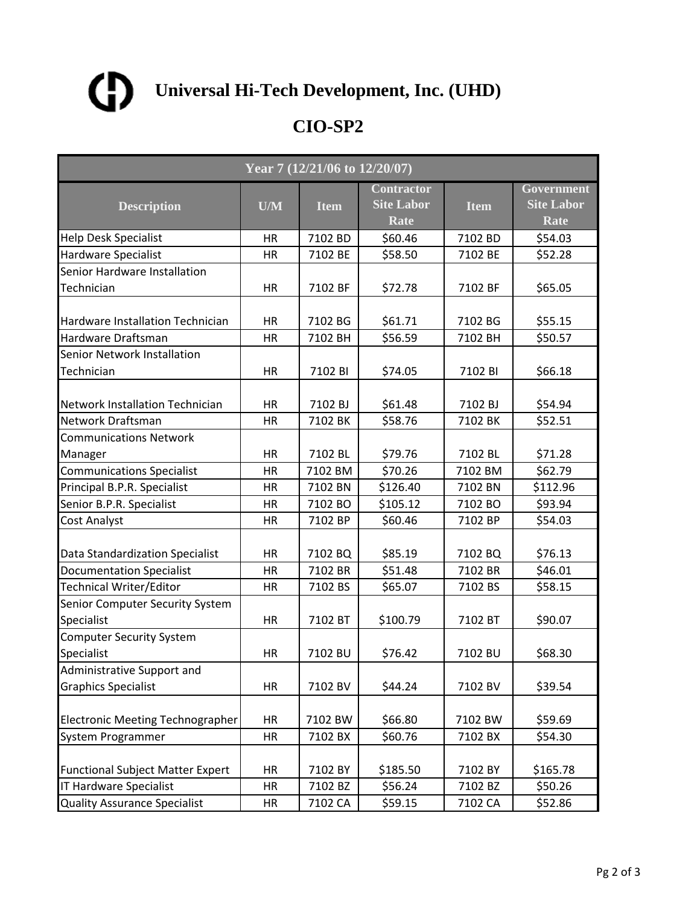# Universal Hi-Tech Development, Inc. (UHD)

## CIO-SP2

| Year 7 (12/21/06 to 12/20/07) | | | | | |
|---|---|---|---|---|---|
| **Description** | **U/M** | **Item** | **Contractor Site Labor Rate** | **Item** | **Government Site Labor Rate** |
| Help Desk Specialist | HR | 7102 BD | $60.46 | 7102 BD | $54.03 |
| Hardware Specialist | HR | 7102 BE | $58.50 | 7102 BE | $52.28 |
| Senior Hardware Installation Technician | HR | 7102 BF | $72.78 | 7102 BF | $65.05 |
| Hardware Installation Technician | HR | 7102 BG | $61.71 | 7102 BG | $55.15 |
| Hardware Draftsman | HR | 7102 BH | $56.59 | 7102 BH | $50.57 |
| Senior Network Installation Technician | HR | 7102 BI | $74.05 | 7102 BI | $66.18 |
| Network Installation Technician | HR | 7102 BJ | $61.48 | 7102 BJ | $54.94 |
| Network Draftsman | HR | 7102 BK | $58.76 | 7102 BK | $52.51 |
| Communications Network Manager | HR | 7102 BL | $79.76 | 7102 BL | $71.28 |
| Communications Specialist | HR | 7102 BM | $70.26 | 7102 BM | $62.79 |
| Principal B.P.R. Specialist | HR | 7102 BN | $126.40 | 7102 BN | $112.96 |
| Senior B.P.R. Specialist | HR | 7102 BO | $105.12 | 7102 BO | $93.94 |
| Cost Analyst | HR | 7102 BP | $60.46 | 7102 BP | $54.03 |
| Data Standardization Specialist | HR | 7102 BQ | $85.19 | 7102 BQ | $76.13 |
| Documentation Specialist | HR | 7102 BR | $51.48 | 7102 BR | $46.01 |
| Technical Writer/Editor | HR | 7102 BS | $65.07 | 7102 BS | $58.15 |
| Senior Computer Security System Specialist | HR | 7102 BT | $100.79 | 7102 BT | $90.07 |
| Computer Security System Specialist | HR | 7102 BU | $76.42 | 7102 BU | $68.30 |
| Administrative Support and Graphics Specialist | HR | 7102 BV | $44.24 | 7102 BV | $39.54 |
| Electronic Meeting Technographer | HR | 7102 BW | $66.80 | 7102 BW | $59.69 |
| System Programmer | HR | 7102 BX | $60.76 | 7102 BX | $54.30 |
| Functional Subject Matter Expert | HR | 7102 BY | $185.50 | 7102 BY | $165.78 |
| IT Hardware Specialist | HR | 7102 BZ | $56.24 | 7102 BZ | $50.26 |
| Quality Assurance Specialist | HR | 7102 CA | $59.15 | 7102 CA | $52.86 |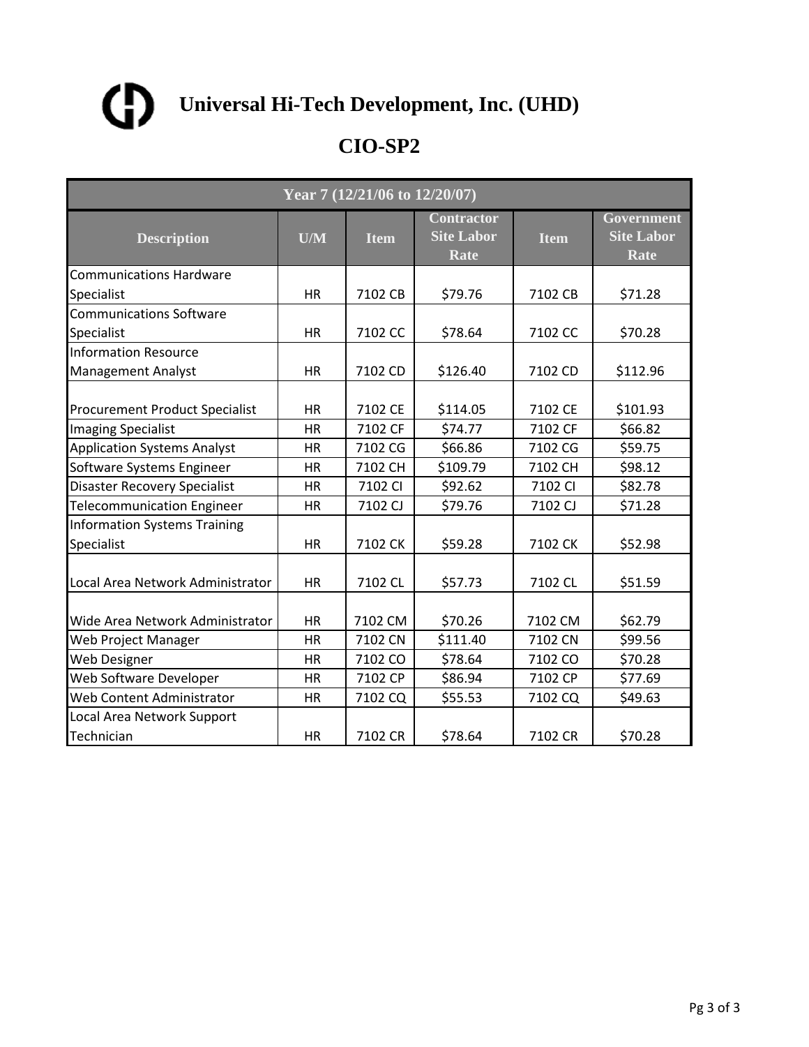# Universal Hi-Tech Development, Inc. (UHD)

## CIO-SP2

| Year 7 (12/21/06 to 12/20/07) | | | | | |
|---|---|---|---|---|---|
| **Description** | **U/M** | **Item** | **Contractor Site Labor Rate** | **Item** | **Government Site Labor Rate** |
| Communications Hardware Specialist | HR | 7102 CB | $79.76 | 7102 CB | $71.28 |
| Communications Software Specialist | HR | 7102 CC | $78.64 | 7102 CC | $70.28 |
| Information Resource Management Analyst | HR | 7102 CD | $126.40 | 7102 CD | $112.96 |
| Procurement Product Specialist | HR | 7102 CE | $114.05 | 7102 CE | $101.93 |
| Imaging Specialist | HR | 7102 CF | $74.77 | 7102 CF | $66.82 |
| Application Systems Analyst | HR | 7102 CG | $66.86 | 7102 CG | $59.75 |
| Software Systems Engineer | HR | 7102 CH | $109.79 | 7102 CH | $98.12 |
| Disaster Recovery Specialist | HR | 7102 CI | $92.62 | 7102 CI | $82.78 |
| Telecommunication Engineer | HR | 7102 CJ | $79.76 | 7102 CJ | $71.28 |
| Information Systems Training Specialist | HR | 7102 CK | $59.28 | 7102 CK | $52.98 |
| Local Area Network Administrator | HR | 7102 CL | $57.73 | 7102 CL | $51.59 |
| Wide Area Network Administrator | HR | 7102 CM | $70.26 | 7102 CM | $62.79 |
| Web Project Manager | HR | 7102 CN | $111.40 | 7102 CN | $99.56 |
| Web Designer | HR | 7102 CO | $78.64 | 7102 CO | $70.28 |
| Web Software Developer | HR | 7102 CP | $86.94 | 7102 CP | $77.69 |
| Web Content Administrator | HR | 7102 CQ | $55.53 | 7102 CQ | $49.63 |
| Local Area Network Support Technician | HR | 7102 CR | $78.64 | 7102 CR | $70.28 |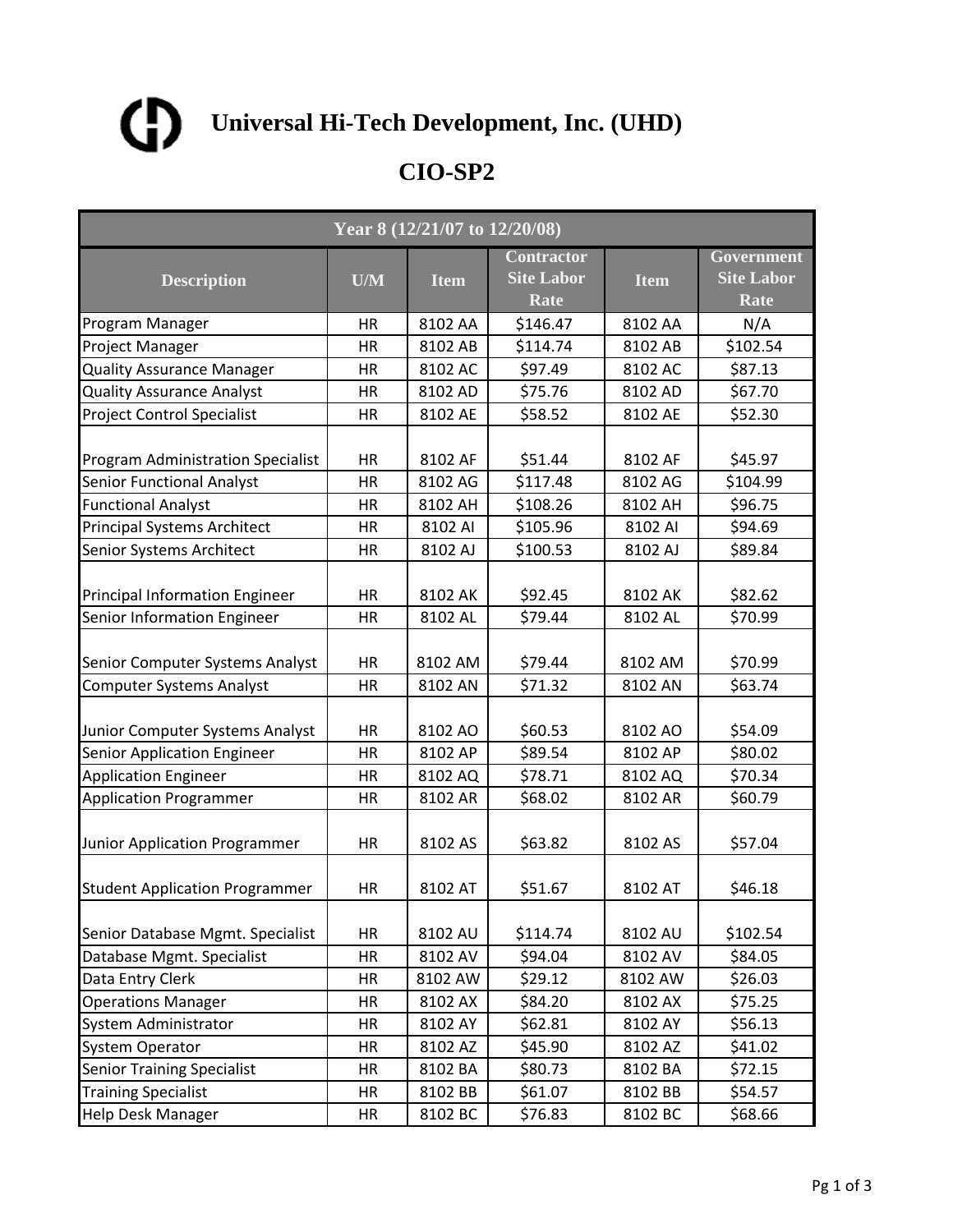# Universal Hi-Tech Development, Inc. (UHD)

## CIO-SP2

| Year 8 (12/21/07 to 12/20/08) | | | | | |
|---|---|---|---|---|---|
| **Description** | **U/M** | **Item** | **Contractor Site Labor Rate** | **Item** | **Government Site Labor Rate** |
| Program Manager | HR | 8102 AA | $146.47 | 8102 AA | N/A |
| Project Manager | HR | 8102 AB | $114.74 | 8102 AB | $102.54 |
| Quality Assurance Manager | HR | 8102 AC | $97.49 | 8102 AC | $87.13 |
| Quality Assurance Analyst | HR | 8102 AD | $75.76 | 8102 AD | $67.70 |
| Project Control Specialist | HR | 8102 AE | $58.52 | 8102 AE | $52.30 |
| Program Administration Specialist | HR | 8102 AF | $51.44 | 8102 AF | $45.97 |
| Senior Functional Analyst | HR | 8102 AG | $117.48 | 8102 AG | $104.99 |
| Functional Analyst | HR | 8102 AH | $108.26 | 8102 AH | $96.75 |
| Principal Systems Architect | HR | 8102 AI | $105.96 | 8102 AI | $94.69 |
| Senior Systems Architect | HR | 8102 AJ | $100.53 | 8102 AJ | $89.84 |
| Principal Information Engineer | HR | 8102 AK | $92.45 | 8102 AK | $82.62 |
| Senior Information Engineer | HR | 8102 AL | $79.44 | 8102 AL | $70.99 |
| Senior Computer Systems Analyst | HR | 8102 AM | $79.44 | 8102 AM | $70.99 |
| Computer Systems Analyst | HR | 8102 AN | $71.32 | 8102 AN | $63.74 |
| Junior Computer Systems Analyst | HR | 8102 AO | $60.53 | 8102 AO | $54.09 |
| Senior Application Engineer | HR | 8102 AP | $89.54 | 8102 AP | $80.02 |
| Application Engineer | HR | 8102 AQ | $78.71 | 8102 AQ | $70.34 |
| Application Programmer | HR | 8102 AR | $68.02 | 8102 AR | $60.79 |
| Junior Application Programmer | HR | 8102 AS | $63.82 | 8102 AS | $57.04 |
| Student Application Programmer | HR | 8102 AT | $51.67 | 8102 AT | $46.18 |
| Senior Database Mgmt. Specialist | HR | 8102 AU | $114.74 | 8102 AU | $102.54 |
| Database Mgmt. Specialist | HR | 8102 AV | $94.04 | 8102 AV | $84.05 |
| Data Entry Clerk | HR | 8102 AW | $29.12 | 8102 AW | $26.03 |
| Operations Manager | HR | 8102 AX | $84.20 | 8102 AX | $75.25 |
| System Administrator | HR | 8102 AY | $62.81 | 8102 AY | $56.13 |
| System Operator | HR | 8102 AZ | $45.90 | 8102 AZ | $41.02 |
| Senior Training Specialist | HR | 8102 BA | $80.73 | 8102 BA | $72.15 |
| Training Specialist | HR | 8102 BB | $61.07 | 8102 BB | $54.57 |
| Help Desk Manager | HR | 8102 BC | $76.83 | 8102 BC | $68.66 |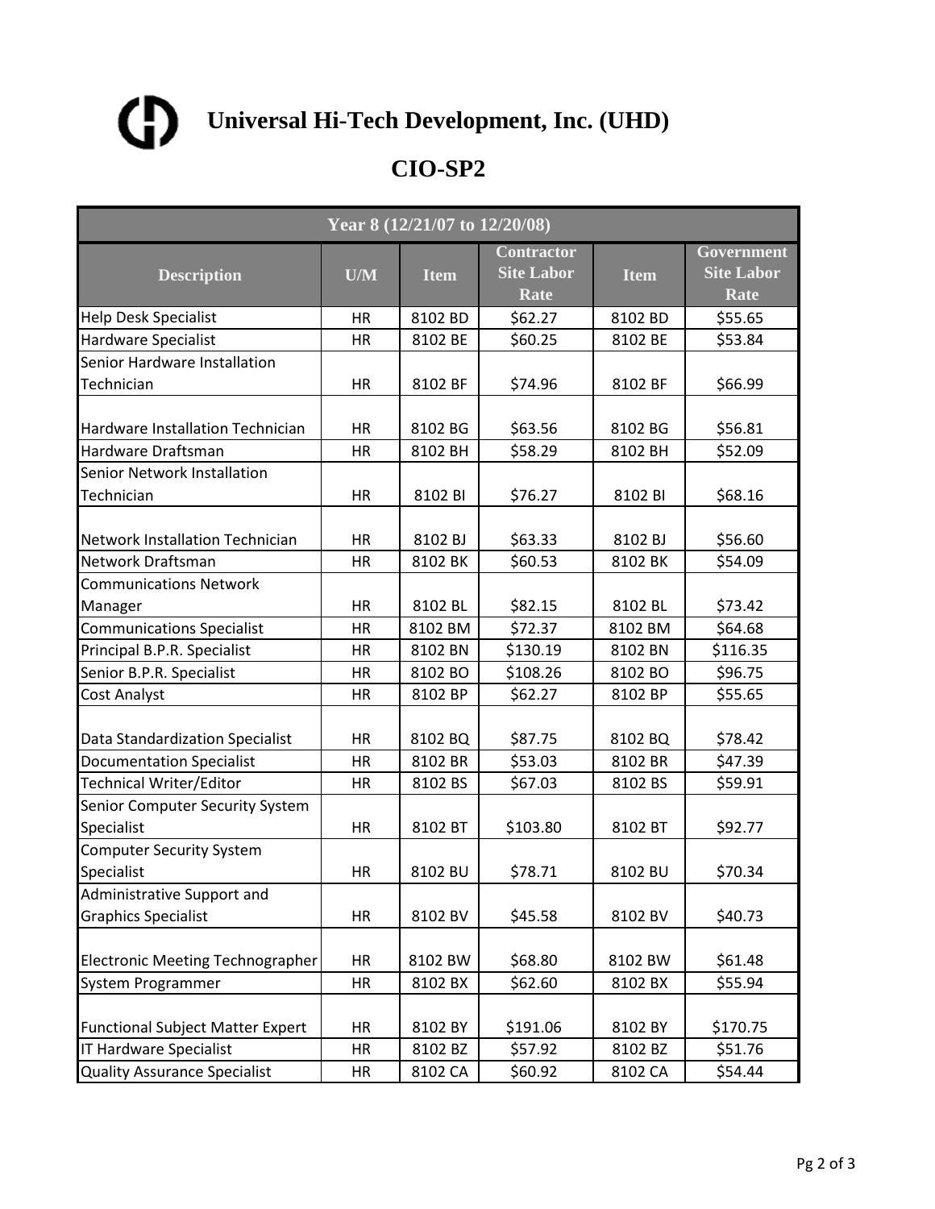# Universal Hi-Tech Development, Inc. (UHD)

## CIO-SP2

| Year 8 (12/21/07 to 12/20/08) | | | | | |
|---|---|---|---|---|---|
| **Description** | **U/M** | **Item** | **Contractor Site Labor Rate** | **Item** | **Government Site Labor Rate** |
| Help Desk Specialist | HR | 8102 BD | $62.27 | 8102 BD | $55.65 |
| Hardware Specialist | HR | 8102 BE | $60.25 | 8102 BE | $53.84 |
| Senior Hardware Installation Technician | HR | 8102 BF | $74.96 | 8102 BF | $66.99 |
| Hardware Installation Technician | HR | 8102 BG | $63.56 | 8102 BG | $56.81 |
| Hardware Draftsman | HR | 8102 BH | $58.29 | 8102 BH | $52.09 |
| Senior Network Installation Technician | HR | 8102 BI | $76.27 | 8102 BI | $68.16 |
| Network Installation Technician | HR | 8102 BJ | $63.33 | 8102 BJ | $56.60 |
| Network Draftsman | HR | 8102 BK | $60.53 | 8102 BK | $54.09 |
| Communications Network Manager | HR | 8102 BL | $82.15 | 8102 BL | $73.42 |
| Communications Specialist | HR | 8102 BM | $72.37 | 8102 BM | $64.68 |
| Principal B.P.R. Specialist | HR | 8102 BN | $130.19 | 8102 BN | $116.35 |
| Senior B.P.R. Specialist | HR | 8102 BO | $108.26 | 8102 BO | $96.75 |
| Cost Analyst | HR | 8102 BP | $62.27 | 8102 BP | $55.65 |
| Data Standardization Specialist | HR | 8102 BQ | $87.75 | 8102 BQ | $78.42 |
| Documentation Specialist | HR | 8102 BR | $53.03 | 8102 BR | $47.39 |
| Technical Writer/Editor | HR | 8102 BS | $67.03 | 8102 BS | $59.91 |
| Senior Computer Security System Specialist | HR | 8102 BT | $103.80 | 8102 BT | $92.77 |
| Computer Security System Specialist | HR | 8102 BU | $78.71 | 8102 BU | $70.34 |
| Administrative Support and Graphics Specialist | HR | 8102 BV | $45.58 | 8102 BV | $40.73 |
| Electronic Meeting Technographer | HR | 8102 BW | $68.80 | 8102 BW | $61.48 |
| System Programmer | HR | 8102 BX | $62.60 | 8102 BX | $55.94 |
| Functional Subject Matter Expert | HR | 8102 BY | $191.06 | 8102 BY | $170.75 |
| IT Hardware Specialist | HR | 8102 BZ | $57.92 | 8102 BZ | $51.76 |
| Quality Assurance Specialist | HR | 8102 CA | $60.92 | 8102 CA | $54.44 |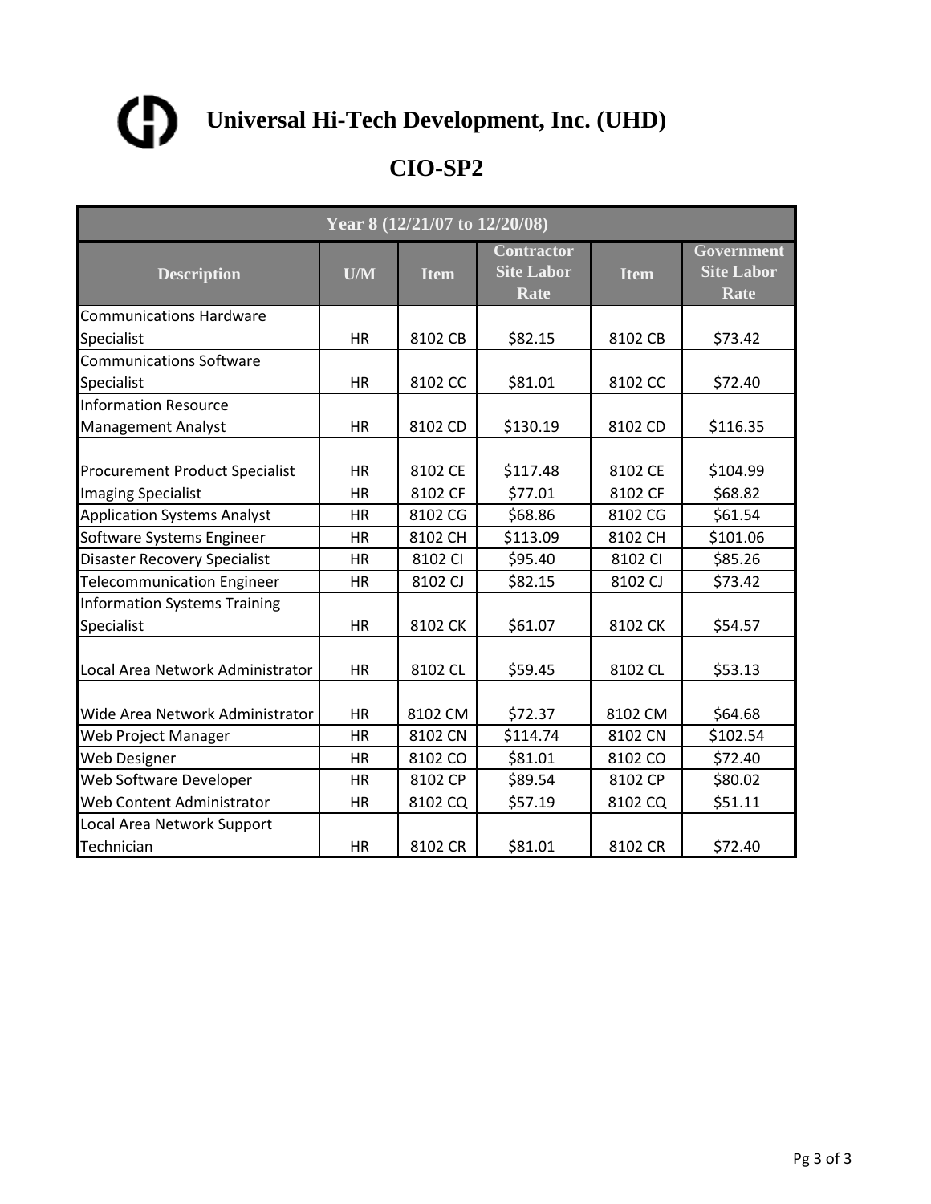# Universal Hi-Tech Development, Inc. (UHD)

## CIO-SP2

| Year 8 (12/21/07 to 12/20/08) | | | | | |
|---|---|---|---|---|---|
| **Description** | **U/M** | **Item** | **Contractor Site Labor Rate** | **Item** | **Government Site Labor Rate** |
| Communications Hardware Specialist | HR | 8102 CB | $82.15 | 8102 CB | $73.42 |
| Communications Software Specialist | HR | 8102 CC | $81.01 | 8102 CC | $72.40 |
| Information Resource Management Analyst | HR | 8102 CD | $130.19 | 8102 CD | $116.35 |
| Procurement Product Specialist | HR | 8102 CE | $117.48 | 8102 CE | $104.99 |
| Imaging Specialist | HR | 8102 CF | $77.01 | 8102 CF | $68.82 |
| Application Systems Analyst | HR | 8102 CG | $68.86 | 8102 CG | $61.54 |
| Software Systems Engineer | HR | 8102 CH | $113.09 | 8102 CH | $101.06 |
| Disaster Recovery Specialist | HR | 8102 CI | $95.40 | 8102 CI | $85.26 |
| Telecommunication Engineer | HR | 8102 CJ | $82.15 | 8102 CJ | $73.42 |
| Information Systems Training Specialist | HR | 8102 CK | $61.07 | 8102 CK | $54.57 |
| Local Area Network Administrator | HR | 8102 CL | $59.45 | 8102 CL | $53.13 |
| Wide Area Network Administrator | HR | 8102 CM | $72.37 | 8102 CM | $64.68 |
| Web Project Manager | HR | 8102 CN | $114.74 | 8102 CN | $102.54 |
| Web Designer | HR | 8102 CO | $81.01 | 8102 CO | $72.40 |
| Web Software Developer | HR | 8102 CP | $89.54 | 8102 CP | $80.02 |
| Web Content Administrator | HR | 8102 CQ | $57.19 | 8102 CQ | $51.11 |
| Local Area Network Support Technician | HR | 8102 CR | $81.01 | 8102 CR | $72.40 |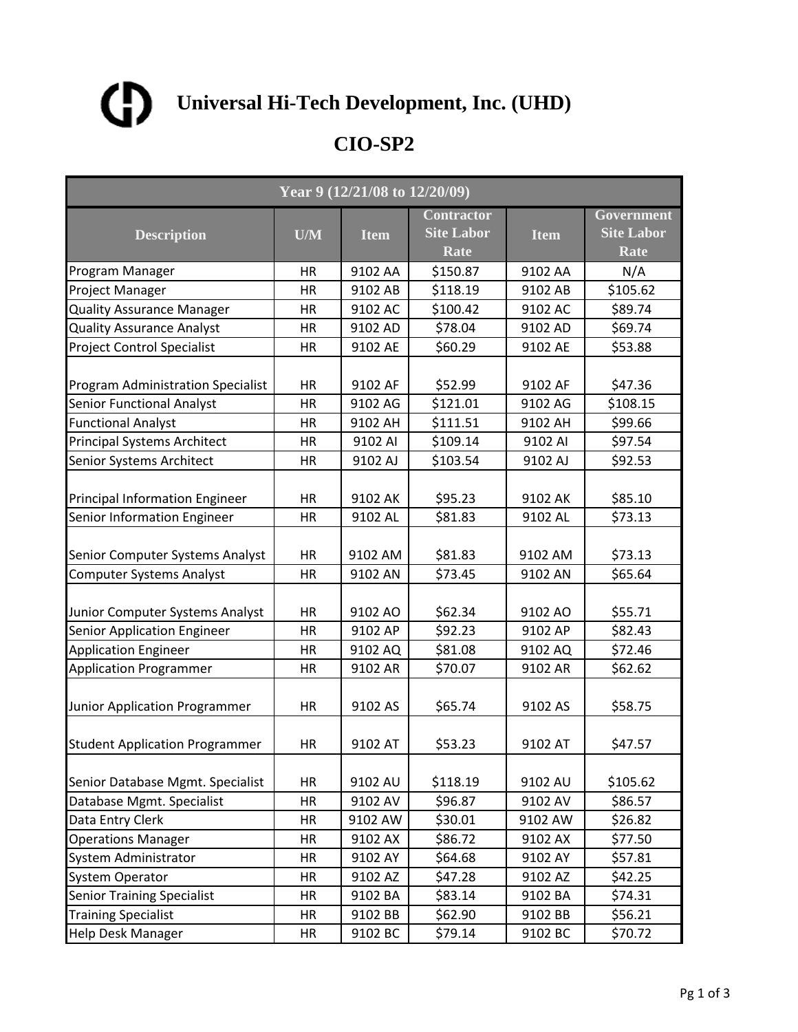# Universal Hi-Tech Development, Inc. (UHD)

## CIO-SP2

| Year 9 (12/21/08 to 12/20/09) | | | | | |
|---|---|---|---|---|---|
| Description | U/M | Item | Contractor Site Labor Rate | Item | Government Site Labor Rate |
| Program Manager | HR | 9102 AA | $150.87 | 9102 AA | N/A |
| Project Manager | HR | 9102 AB | $118.19 | 9102 AB | $105.62 |
| Quality Assurance Manager | HR | 9102 AC | $100.42 | 9102 AC | $89.74 |
| Quality Assurance Analyst | HR | 9102 AD | $78.04 | 9102 AD | $69.74 |
| Project Control Specialist | HR | 9102 AE | $60.29 | 9102 AE | $53.88 |
| Program Administration Specialist | HR | 9102 AF | $52.99 | 9102 AF | $47.36 |
| Senior Functional Analyst | HR | 9102 AG | $121.01 | 9102 AG | $108.15 |
| Functional Analyst | HR | 9102 AH | $111.51 | 9102 AH | $99.66 |
| Principal Systems Architect | HR | 9102 AI | $109.14 | 9102 AI | $97.54 |
| Senior Systems Architect | HR | 9102 AJ | $103.54 | 9102 AJ | $92.53 |
| Principal Information Engineer | HR | 9102 AK | $95.23 | 9102 AK | $85.10 |
| Senior Information Engineer | HR | 9102 AL | $81.83 | 9102 AL | $73.13 |
| Senior Computer Systems Analyst | HR | 9102 AM | $81.83 | 9102 AM | $73.13 |
| Computer Systems Analyst | HR | 9102 AN | $73.45 | 9102 AN | $65.64 |
| Junior Computer Systems Analyst | HR | 9102 AO | $62.34 | 9102 AO | $55.71 |
| Senior Application Engineer | HR | 9102 AP | $92.23 | 9102 AP | $82.43 |
| Application Engineer | HR | 9102 AQ | $81.08 | 9102 AQ | $72.46 |
| Application Programmer | HR | 9102 AR | $70.07 | 9102 AR | $62.62 |
| Junior Application Programmer | HR | 9102 AS | $65.74 | 9102 AS | $58.75 |
| Student Application Programmer | HR | 9102 AT | $53.23 | 9102 AT | $47.57 |
| Senior Database Mgmt. Specialist | HR | 9102 AU | $118.19 | 9102 AU | $105.62 |
| Database Mgmt. Specialist | HR | 9102 AV | $96.87 | 9102 AV | $86.57 |
| Data Entry Clerk | HR | 9102 AW | $30.01 | 9102 AW | $26.82 |
| Operations Manager | HR | 9102 AX | $86.72 | 9102 AX | $77.50 |
| System Administrator | HR | 9102 AY | $64.68 | 9102 AY | $57.81 |
| System Operator | HR | 9102 AZ | $47.28 | 9102 AZ | $42.25 |
| Senior Training Specialist | HR | 9102 BA | $83.14 | 9102 BA | $74.31 |
| Training Specialist | HR | 9102 BB | $62.90 | 9102 BB | $56.21 |
| Help Desk Manager | HR | 9102 BC | $79.14 | 9102 BC | $70.72 |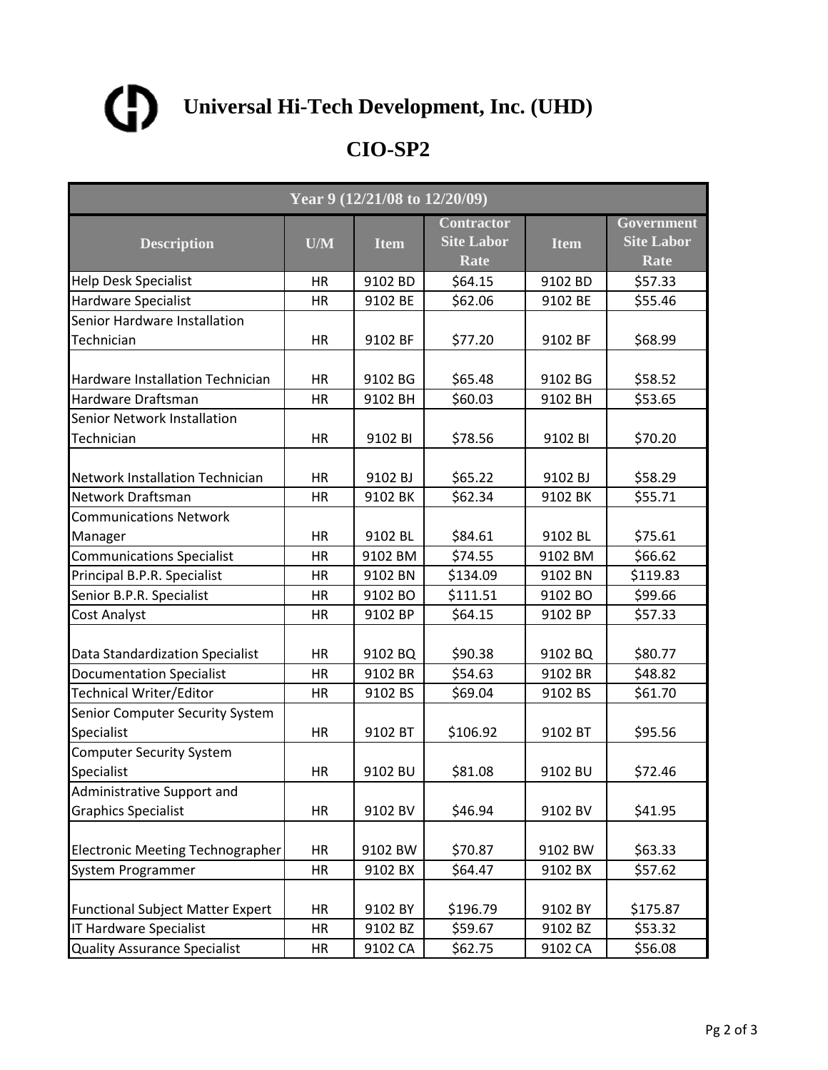# Universal Hi-Tech Development, Inc. (UHD)

## CIO-SP2

| Year 9 (12/21/08 to 12/20/09) | | | | | |
|---|---|---|---|---|---|
| **Description** | **U/M** | **Item** | **Contractor Site Labor Rate** | **Item** | **Government Site Labor Rate** |
| Help Desk Specialist | HR | 9102 BD | $64.15 | 9102 BD | $57.33 |
| Hardware Specialist | HR | 9102 BE | $62.06 | 9102 BE | $55.46 |
| Senior Hardware Installation Technician | HR | 9102 BF | $77.20 | 9102 BF | $68.99 |
| Hardware Installation Technician | HR | 9102 BG | $65.48 | 9102 BG | $58.52 |
| Hardware Draftsman | HR | 9102 BH | $60.03 | 9102 BH | $53.65 |
| Senior Network Installation Technician | HR | 9102 BI | $78.56 | 9102 BI | $70.20 |
| Network Installation Technician | HR | 9102 BJ | $65.22 | 9102 BJ | $58.29 |
| Network Draftsman | HR | 9102 BK | $62.34 | 9102 BK | $55.71 |
| Communications Network Manager | HR | 9102 BL | $84.61 | 9102 BL | $75.61 |
| Communications Specialist | HR | 9102 BM | $74.55 | 9102 BM | $66.62 |
| Principal B.P.R. Specialist | HR | 9102 BN | $134.09 | 9102 BN | $119.83 |
| Senior B.P.R. Specialist | HR | 9102 BO | $111.51 | 9102 BO | $99.66 |
| Cost Analyst | HR | 9102 BP | $64.15 | 9102 BP | $57.33 |
| Data Standardization Specialist | HR | 9102 BQ | $90.38 | 9102 BQ | $80.77 |
| Documentation Specialist | HR | 9102 BR | $54.63 | 9102 BR | $48.82 |
| Technical Writer/Editor | HR | 9102 BS | $69.04 | 9102 BS | $61.70 |
| Senior Computer Security System Specialist | HR | 9102 BT | $106.92 | 9102 BT | $95.56 |
| Computer Security System Specialist | HR | 9102 BU | $81.08 | 9102 BU | $72.46 |
| Administrative Support and Graphics Specialist | HR | 9102 BV | $46.94 | 9102 BV | $41.95 |
| Electronic Meeting Technographer | HR | 9102 BW | $70.87 | 9102 BW | $63.33 |
| System Programmer | HR | 9102 BX | $64.47 | 9102 BX | $57.62 |
| Functional Subject Matter Expert | HR | 9102 BY | $196.79 | 9102 BY | $175.87 |
| IT Hardware Specialist | HR | 9102 BZ | $59.67 | 9102 BZ | $53.32 |
| Quality Assurance Specialist | HR | 9102 CA | $62.75 | 9102 CA | $56.08 |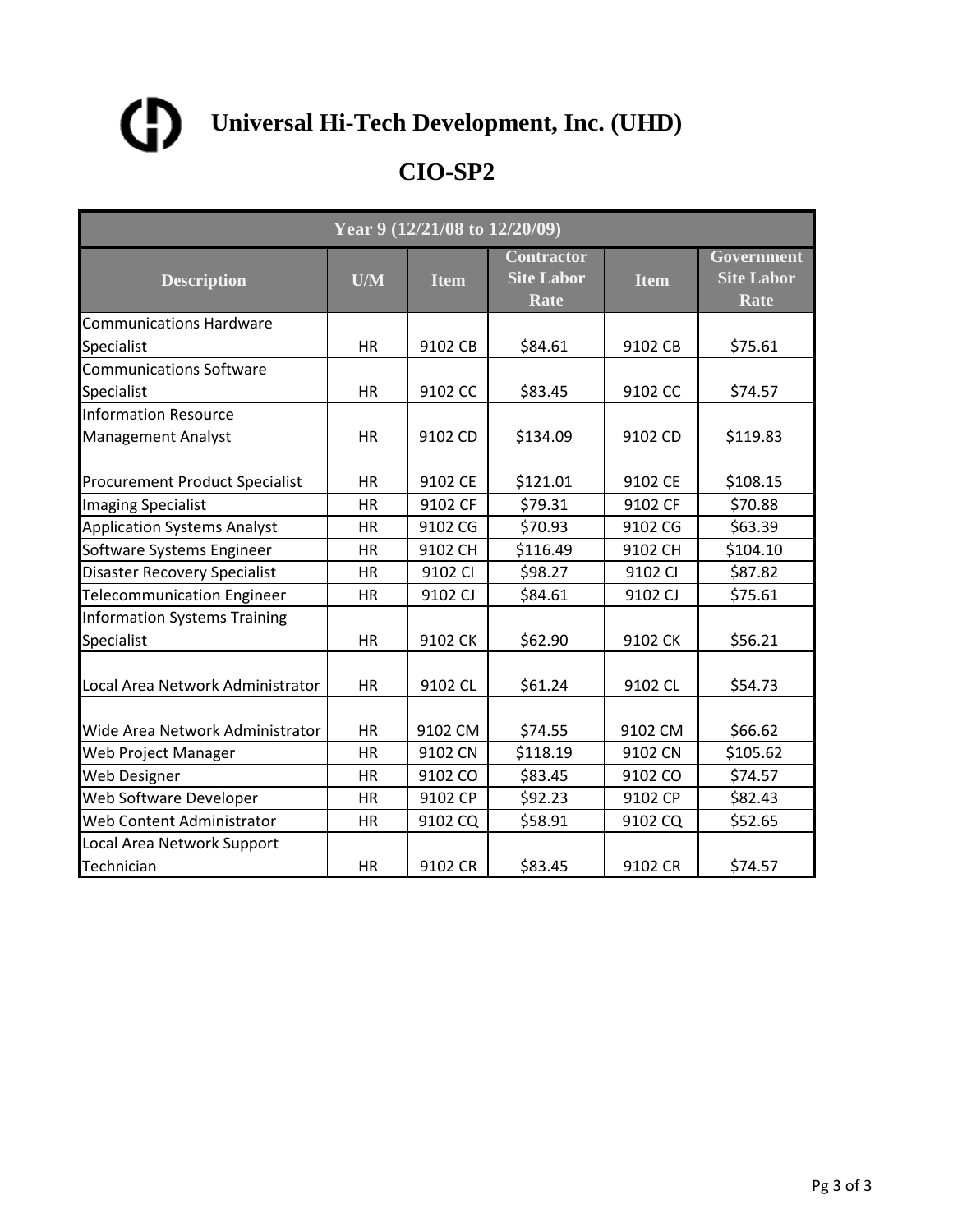# Universal Hi-Tech Development, Inc. (UHD)

## CIO-SP2

| Year 9 (12/21/08 to 12/20/09) | | | | | |
|---|---|---|---|---|---|
| **Description** | **U/M** | **Item** | **Contractor Site Labor Rate** | **Item** | **Government Site Labor Rate** |
| Communications Hardware Specialist | HR | 9102 CB | $84.61 | 9102 CB | $75.61 |
| Communications Software Specialist | HR | 9102 CC | $83.45 | 9102 CC | $74.57 |
| Information Resource Management Analyst | HR | 9102 CD | $134.09 | 9102 CD | $119.83 |
| Procurement Product Specialist | HR | 9102 CE | $121.01 | 9102 CE | $108.15 |
| Imaging Specialist | HR | 9102 CF | $79.31 | 9102 CF | $70.88 |
| Application Systems Analyst | HR | 9102 CG | $70.93 | 9102 CG | $63.39 |
| Software Systems Engineer | HR | 9102 CH | $116.49 | 9102 CH | $104.10 |
| Disaster Recovery Specialist | HR | 9102 CI | $98.27 | 9102 CI | $87.82 |
| Telecommunication Engineer | HR | 9102 CJ | $84.61 | 9102 CJ | $75.61 |
| Information Systems Training Specialist | HR | 9102 CK | $62.90 | 9102 CK | $56.21 |
| Local Area Network Administrator | HR | 9102 CL | $61.24 | 9102 CL | $54.73 |
| Wide Area Network Administrator | HR | 9102 CM | $74.55 | 9102 CM | $66.62 |
| Web Project Manager | HR | 9102 CN | $118.19 | 9102 CN | $105.62 |
| Web Designer | HR | 9102 CO | $83.45 | 9102 CO | $74.57 |
| Web Software Developer | HR | 9102 CP | $92.23 | 9102 CP | $82.43 |
| Web Content Administrator | HR | 9102 CQ | $58.91 | 9102 CQ | $52.65 |
| Local Area Network Support Technician | HR | 9102 CR | $83.45 | 9102 CR | $74.57 |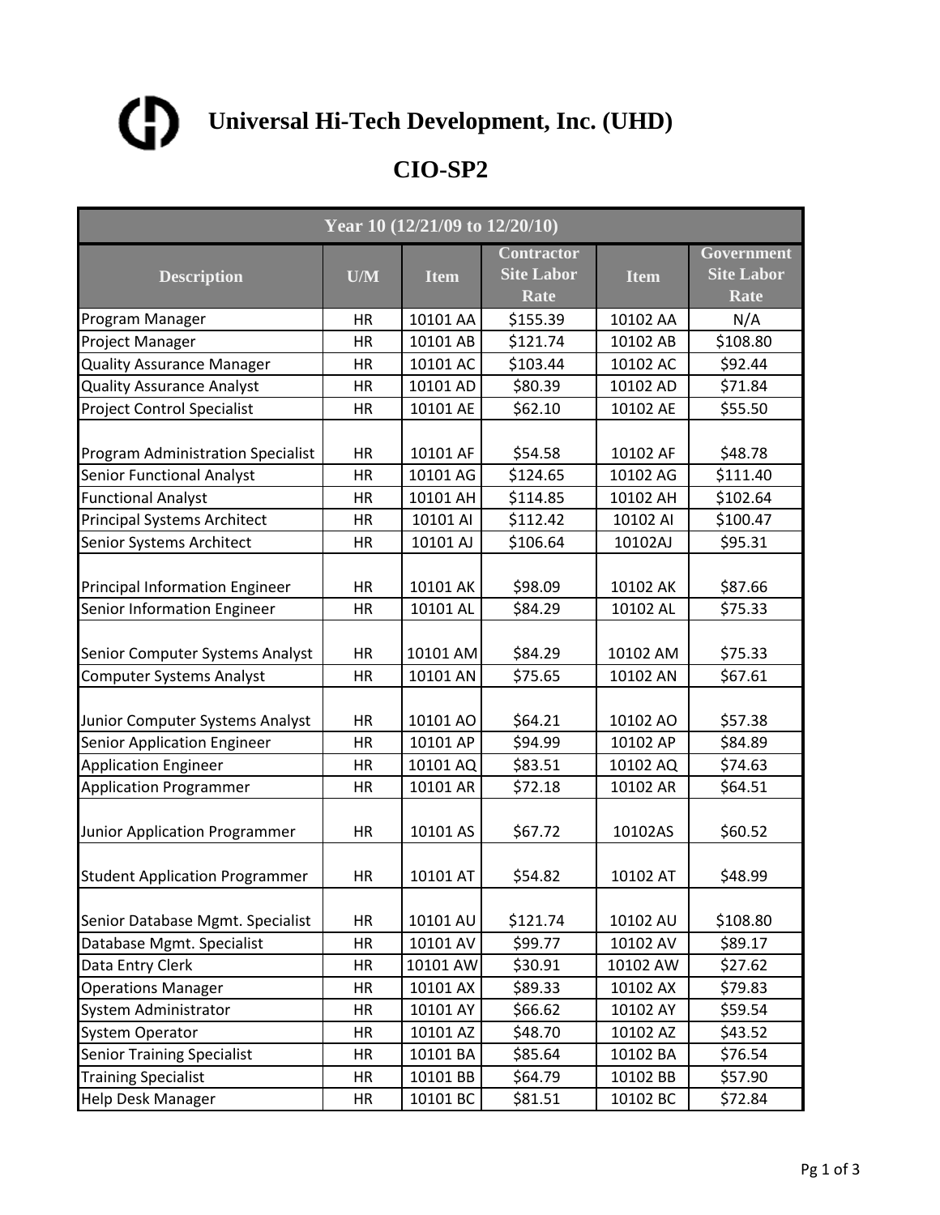# Universal Hi-Tech Development, Inc. (UHD)

## CIO-SP2

| Year 10 (12/21/09 to 12/20/10) | | | | | |
|---|---|---|---|---|---|
| **Description** | **U/M** | **Item** | **Contractor Site Labor Rate** | **Item** | **Government Site Labor Rate** |
| Program Manager | HR | 10101 AA | $155.39 | 10102 AA | N/A |
| Project Manager | HR | 10101 AB | $121.74 | 10102 AB | $108.80 |
| Quality Assurance Manager | HR | 10101 AC | $103.44 | 10102 AC | $92.44 |
| Quality Assurance Analyst | HR | 10101 AD | $80.39 | 10102 AD | $71.84 |
| Project Control Specialist | HR | 10101 AE | $62.10 | 10102 AE | $55.50 |
| Program Administration Specialist | HR | 10101 AF | $54.58 | 10102 AF | $48.78 |
| Senior Functional Analyst | HR | 10101 AG | $124.65 | 10102 AG | $111.40 |
| Functional Analyst | HR | 10101 AH | $114.85 | 10102 AH | $102.64 |
| Principal Systems Architect | HR | 10101 AI | $112.42 | 10102 AI | $100.47 |
| Senior Systems Architect | HR | 10101 AJ | $106.64 | 10102AJ | $95.31 |
| Principal Information Engineer | HR | 10101 AK | $98.09 | 10102 AK | $87.66 |
| Senior Information Engineer | HR | 10101 AL | $84.29 | 10102 AL | $75.33 |
| Senior Computer Systems Analyst | HR | 10101 AM | $84.29 | 10102 AM | $75.33 |
| Computer Systems Analyst | HR | 10101 AN | $75.65 | 10102 AN | $67.61 |
| Junior Computer Systems Analyst | HR | 10101 AO | $64.21 | 10102 AO | $57.38 |
| Senior Application Engineer | HR | 10101 AP | $94.99 | 10102 AP | $84.89 |
| Application Engineer | HR | 10101 AQ | $83.51 | 10102 AQ | $74.63 |
| Application Programmer | HR | 10101 AR | $72.18 | 10102 AR | $64.51 |
| Junior Application Programmer | HR | 10101 AS | $67.72 | 10102AS | $60.52 |
| Student Application Programmer | HR | 10101 AT | $54.82 | 10102 AT | $48.99 |
| Senior Database Mgmt. Specialist | HR | 10101 AU | $121.74 | 10102 AU | $108.80 |
| Database Mgmt. Specialist | HR | 10101 AV | $99.77 | 10102 AV | $89.17 |
| Data Entry Clerk | HR | 10101 AW | $30.91 | 10102 AW | $27.62 |
| Operations Manager | HR | 10101 AX | $89.33 | 10102 AX | $79.83 |
| System Administrator | HR | 10101 AY | $66.62 | 10102 AY | $59.54 |
| System Operator | HR | 10101 AZ | $48.70 | 10102 AZ | $43.52 |
| Senior Training Specialist | HR | 10101 BA | $85.64 | 10102 BA | $76.54 |
| Training Specialist | HR | 10101 BB | $64.79 | 10102 BB | $57.90 |
| Help Desk Manager | HR | 10101 BC | $81.51 | 10102 BC | $72.84 |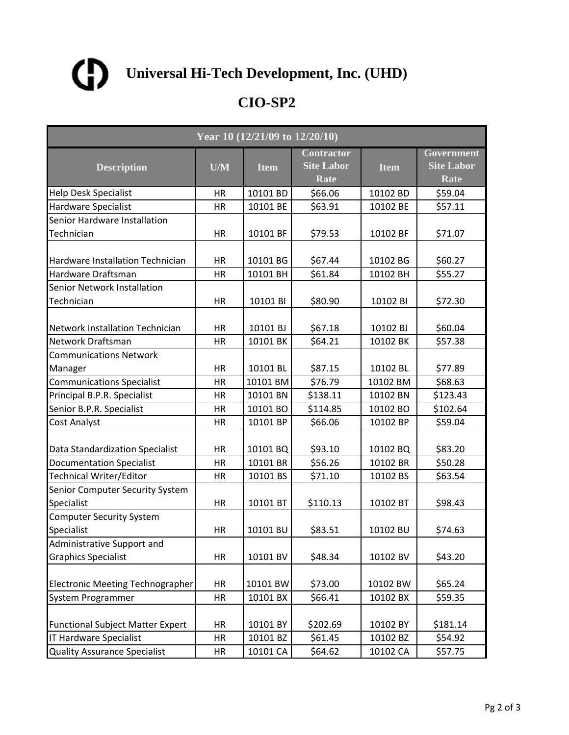# Universal Hi-Tech Development, Inc. (UHD)

## CIO-SP2

| Year 10 (12/21/09 to 12/20/10) | | | | | |
|---|---|---|---|---|---|
| **Description** | **U/M** | **Item** | **Contractor Site Labor Rate** | **Item** | **Government Site Labor Rate** |
| Help Desk Specialist | HR | 10101 BD | $66.06 | 10102 BD | $59.04 |
| Hardware Specialist | HR | 10101 BE | $63.91 | 10102 BE | $57.11 |
| Senior Hardware Installation Technician | HR | 10101 BF | $79.53 | 10102 BF | $71.07 |
| Hardware Installation Technician | HR | 10101 BG | $67.44 | 10102 BG | $60.27 |
| Hardware Draftsman | HR | 10101 BH | $61.84 | 10102 BH | $55.27 |
| Senior Network Installation Technician | HR | 10101 BI | $80.90 | 10102 BI | $72.30 |
| Network Installation Technician | HR | 10101 BJ | $67.18 | 10102 BJ | $60.04 |
| Network Draftsman | HR | 10101 BK | $64.21 | 10102 BK | $57.38 |
| Communications Network Manager | HR | 10101 BL | $87.15 | 10102 BL | $77.89 |
| Communications Specialist | HR | 10101 BM | $76.79 | 10102 BM | $68.63 |
| Principal B.P.R. Specialist | HR | 10101 BN | $138.11 | 10102 BN | $123.43 |
| Senior B.P.R. Specialist | HR | 10101 BO | $114.85 | 10102 BO | $102.64 |
| Cost Analyst | HR | 10101 BP | $66.06 | 10102 BP | $59.04 |
| Data Standardization Specialist | HR | 10101 BQ | $93.10 | 10102 BQ | $83.20 |
| Documentation Specialist | HR | 10101 BR | $56.26 | 10102 BR | $50.28 |
| Technical Writer/Editor | HR | 10101 BS | $71.10 | 10102 BS | $63.54 |
| Senior Computer Security System Specialist | HR | 10101 BT | $110.13 | 10102 BT | $98.43 |
| Computer Security System Specialist | HR | 10101 BU | $83.51 | 10102 BU | $74.63 |
| Administrative Support and Graphics Specialist | HR | 10101 BV | $48.34 | 10102 BV | $43.20 |
| Electronic Meeting Technographer | HR | 10101 BW | $73.00 | 10102 BW | $65.24 |
| System Programmer | HR | 10101 BX | $66.41 | 10102 BX | $59.35 |
| Functional Subject Matter Expert | HR | 10101 BY | $202.69 | 10102 BY | $181.14 |
| IT Hardware Specialist | HR | 10101 BZ | $61.45 | 10102 BZ | $54.92 |
| Quality Assurance Specialist | HR | 10101 CA | $64.62 | 10102 CA | $57.75 |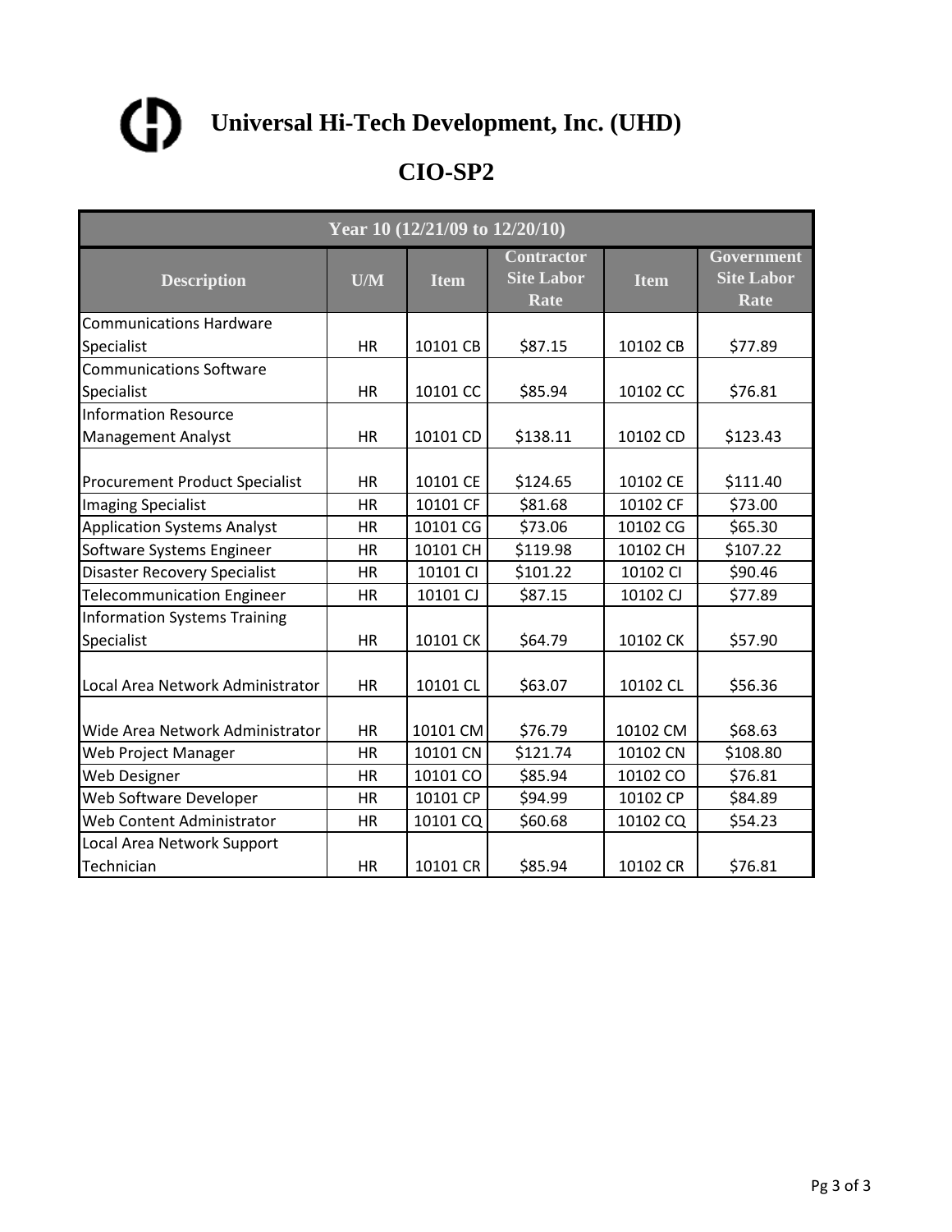# Universal Hi-Tech Development, Inc. (UHD)

## CIO-SP2

| Year 10 (12/21/09 to 12/20/10) | | | | | |
|---|---|---|---|---|---|
| **Description** | **U/M** | **Item** | **Contractor Site Labor Rate** | **Item** | **Government Site Labor Rate** |
| Communications Hardware Specialist | HR | 10101 CB | $87.15 | 10102 CB | $77.89 |
| Communications Software Specialist | HR | 10101 CC | $85.94 | 10102 CC | $76.81 |
| Information Resource Management Analyst | HR | 10101 CD | $138.11 | 10102 CD | $123.43 |
| Procurement Product Specialist | HR | 10101 CE | $124.65 | 10102 CE | $111.40 |
| Imaging Specialist | HR | 10101 CF | $81.68 | 10102 CF | $73.00 |
| Application Systems Analyst | HR | 10101 CG | $73.06 | 10102 CG | $65.30 |
| Software Systems Engineer | HR | 10101 CH | $119.98 | 10102 CH | $107.22 |
| Disaster Recovery Specialist | HR | 10101 CI | $101.22 | 10102 CI | $90.46 |
| Telecommunication Engineer | HR | 10101 CJ | $87.15 | 10102 CJ | $77.89 |
| Information Systems Training Specialist | HR | 10101 CK | $64.79 | 10102 CK | $57.90 |
| Local Area Network Administrator | HR | 10101 CL | $63.07 | 10102 CL | $56.36 |
| Wide Area Network Administrator | HR | 10101 CM | $76.79 | 10102 CM | $68.63 |
| Web Project Manager | HR | 10101 CN | $121.74 | 10102 CN | $108.80 |
| Web Designer | HR | 10101 CO | $85.94 | 10102 CO | $76.81 |
| Web Software Developer | HR | 10101 CP | $94.99 | 10102 CP | $84.89 |
| Web Content Administrator | HR | 10101 CQ | $60.68 | 10102 CQ | $54.23 |
| Local Area Network Support Technician | HR | 10101 CR | $85.94 | 10102 CR | $76.81 |